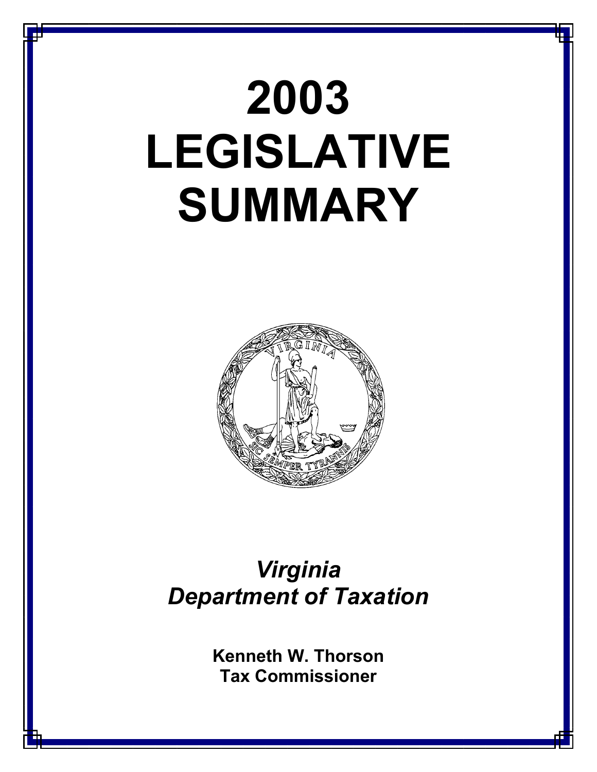# 2003 LEGISLATIVE SUMMARY

*Virginia Department of Taxation*

**Kenneth W. Thorson**
**Tax Commissioner**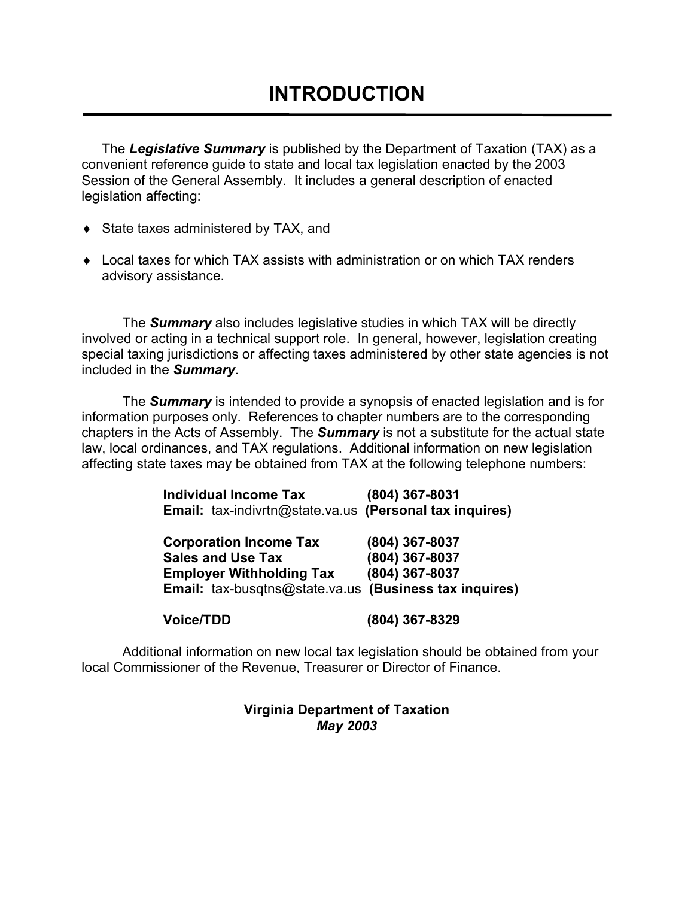# INTRODUCTION

The ***Legislative Summary*** is published by the Department of Taxation (TAX) as a convenient reference guide to state and local tax legislation enacted by the 2003 Session of the General Assembly. It includes a general description of enacted legislation affecting:

- State taxes administered by TAX, and
- Local taxes for which TAX assists with administration or on which TAX renders advisory assistance.

The ***Summary*** also includes legislative studies in which TAX will be directly involved or acting in a technical support role. In general, however, legislation creating special taxing jurisdictions or affecting taxes administered by other state agencies is not included in the ***Summary***.

The ***Summary*** is intended to provide a synopsis of enacted legislation and is for information purposes only. References to chapter numbers are to the corresponding chapters in the Acts of Assembly. The ***Summary*** is not a substitute for the actual state law, local ordinances, and TAX regulations. Additional information on new legislation affecting state taxes may be obtained from TAX at the following telephone numbers:

**Individual Income Tax** **(804) 367-8031**
**Email:** tax-indivrtn@state.va.us **(Personal tax inquires)**

**Corporation Income Tax** **(804) 367-8037**
**Sales and Use Tax** **(804) 367-8037**
**Employer Withholding Tax** **(804) 367-8037**
**Email:** tax-busqtns@state.va.us **(Business tax inquires)**

**Voice/TDD** **(804) 367-8329**

Additional information on new local tax legislation should be obtained from your local Commissioner of the Revenue, Treasurer or Director of Finance.

**Virginia Department of Taxation**
***May 2003***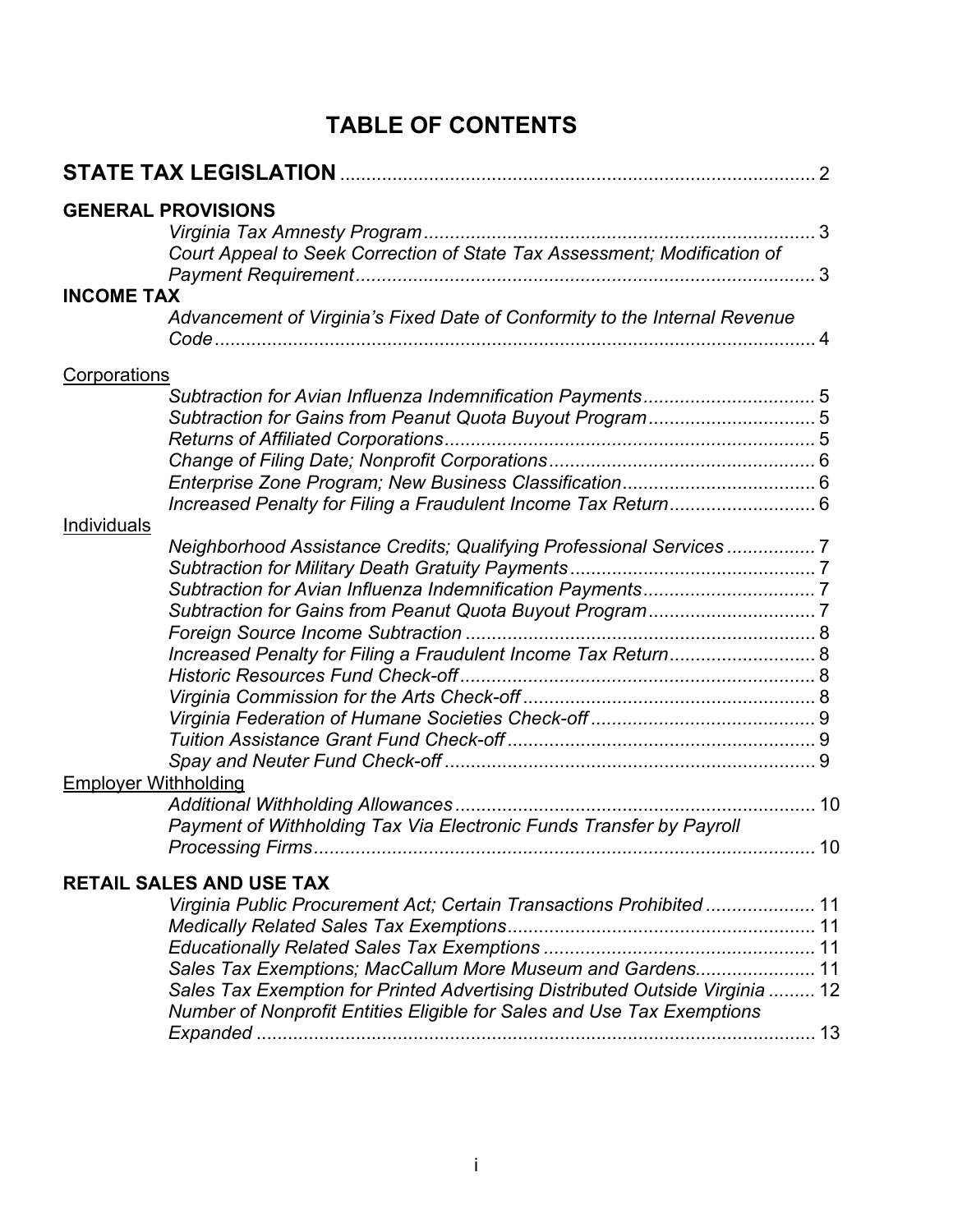# TABLE OF CONTENTS

**STATE TAX LEGISLATION** .......................................................................................... 2

**GENERAL PROVISIONS**

*Virginia Tax Amnesty Program* ........................................................................... 3
*Court Appeal to Seek Correction of State Tax Assessment; Modification of Payment Requirement* ........................................................................................ 3

**INCOME TAX**

*Advancement of Virginia's Fixed Date of Conformity to the Internal Revenue Code* ................................................................................................................... 4

Corporations

*Subtraction for Avian Influenza Indemnification Payments* ................................. 5
*Subtraction for Gains from Peanut Quota Buyout Program* ................................ 5
*Returns of Affiliated Corporations* ....................................................................... 5
*Change of Filing Date; Nonprofit Corporations* ................................................... 6
*Enterprise Zone Program; New Business Classification* ..................................... 6
*Increased Penalty for Filing a Fraudulent Income Tax Return* ............................ 6

Individuals

*Neighborhood Assistance Credits; Qualifying Professional Services* ................. 7
*Subtraction for Military Death Gratuity Payments* ............................................... 7
*Subtraction for Avian Influenza Indemnification Payments* ................................. 7
*Subtraction for Gains from Peanut Quota Buyout Program* ................................ 7
*Foreign Source Income Subtraction* .................................................................. 8
*Increased Penalty for Filing a Fraudulent Income Tax Return* ............................ 8
*Historic Resources Fund Check-off* .................................................................... 8
*Virginia Commission for the Arts Check-off* ........................................................ 8
*Virginia Federation of Humane Societies Check-off* ........................................... 9
*Tuition Assistance Grant Fund Check-off* ........................................................... 9
*Spay and Neuter Fund Check-off* ....................................................................... 9

Employer Withholding

*Additional Withholding Allowances* .................................................................... 10
*Payment of Withholding Tax Via Electronic Funds Transfer by Payroll Processing Firms* ................................................................................................ 10

**RETAIL SALES AND USE TAX**

*Virginia Public Procurement Act; Certain Transactions Prohibited* ..................... 11
*Medically Related Sales Tax Exemptions* ........................................................... 11
*Educationally Related Sales Tax Exemptions* .................................................... 11
*Sales Tax Exemptions; MacCallum More Museum and Gardens* ........................ 11
*Sales Tax Exemption for Printed Advertising Distributed Outside Virginia* ......... 12
*Number of Nonprofit Entities Eligible for Sales and Use Tax Exemptions Expanded* ........................................................................................................... 13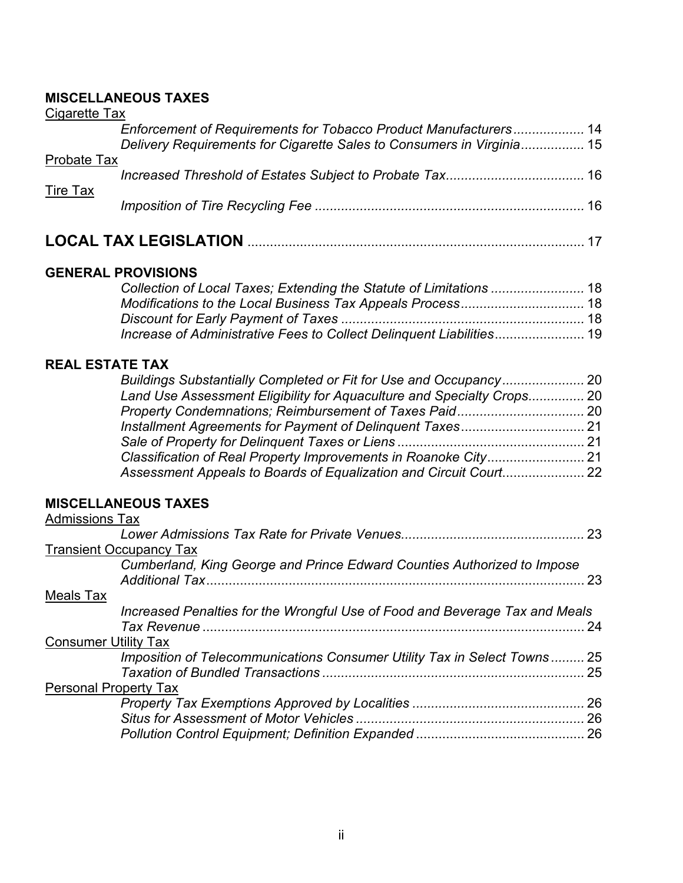**MISCELLANEOUS TAXES**

Cigarette Tax

*Enforcement of Requirements for Tobacco Product Manufacturers* ................... 14
*Delivery Requirements for Cigarette Sales to Consumers in Virginia* ................ 15

Probate Tax

*Increased Threshold of Estates Subject to Probate Tax* ..................................... 16

Tire Tax

*Imposition of Tire Recycling Fee* ........................................................................ 16

## LOCAL TAX LEGISLATION ........................................................................................ 17

**GENERAL PROVISIONS**

*Collection of Local Taxes; Extending the Statute of Limitations* ......................... 18
*Modifications to the Local Business Tax Appeals Process* ................................. 18
*Discount for Early Payment of Taxes* ................................................................. 18
*Increase of Administrative Fees to Collect Delinquent Liabilities* ........................ 19

**REAL ESTATE TAX**

*Buildings Substantially Completed or Fit for Use and Occupancy* ...................... 20
*Land Use Assessment Eligibility for Aquaculture and Specialty Crops* ............... 20
*Property Condemnations; Reimbursement of Taxes Paid* .................................. 20
*Installment Agreements for Payment of Delinquent Taxes* ................................. 21
*Sale of Property for Delinquent Taxes or Liens* .................................................. 21
*Classification of Real Property Improvements in Roanoke City* .......................... 21
*Assessment Appeals to Boards of Equalization and Circuit Court* ...................... 22

**MISCELLANEOUS TAXES**

Admissions Tax

*Lower Admissions Tax Rate for Private Venues* ................................................. 23

Transient Occupancy Tax

*Cumberland, King George and Prince Edward Counties Authorized to Impose Additional Tax* ..................................................................................................... 23

Meals Tax

*Increased Penalties for the Wrongful Use of Food and Beverage Tax and Meals Tax Revenue* ...................................................................................................... 24

Consumer Utility Tax

*Imposition of Telecommunications Consumer Utility Tax in Select Towns* ......... 25
*Taxation of Bundled Transactions* ...................................................................... 25

Personal Property Tax

*Property Tax Exemptions Approved by Localities* .............................................. 26
*Situs for Assessment of Motor Vehicles* ............................................................. 26
*Pollution Control Equipment; Definition Expanded* ............................................. 26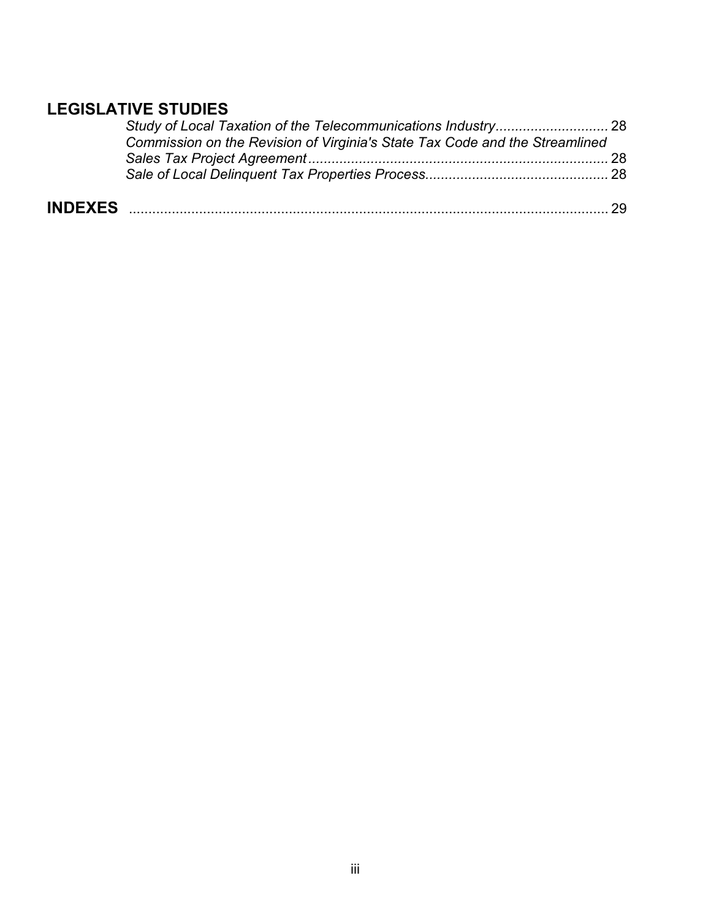## LEGISLATIVE STUDIES

*Study of Local Taxation of the Telecommunications Industry* ............................ 28
*Commission on the Revision of Virginia's State Tax Code and the Streamlined Sales Tax Project Agreement* ............................................................................ 28
*Sale of Local Delinquent Tax Properties Process* .............................................. 28

## INDEXES ........................................................................................................ 29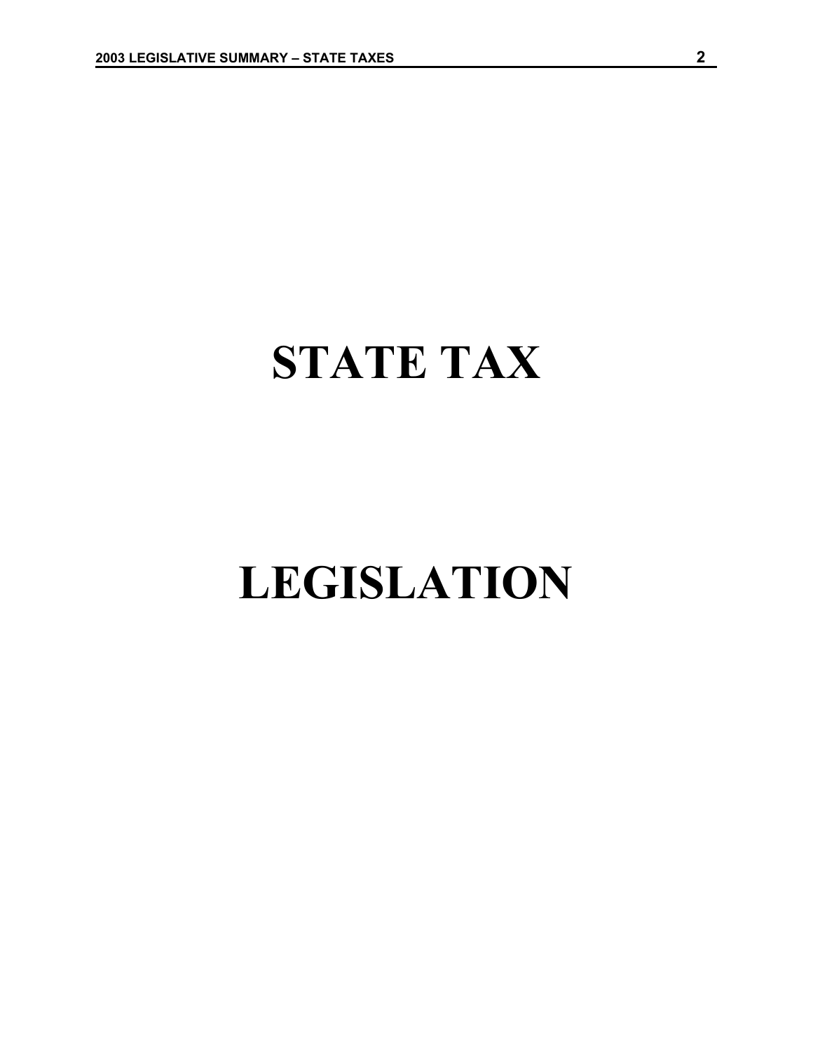# STATE TAX

# LEGISLATION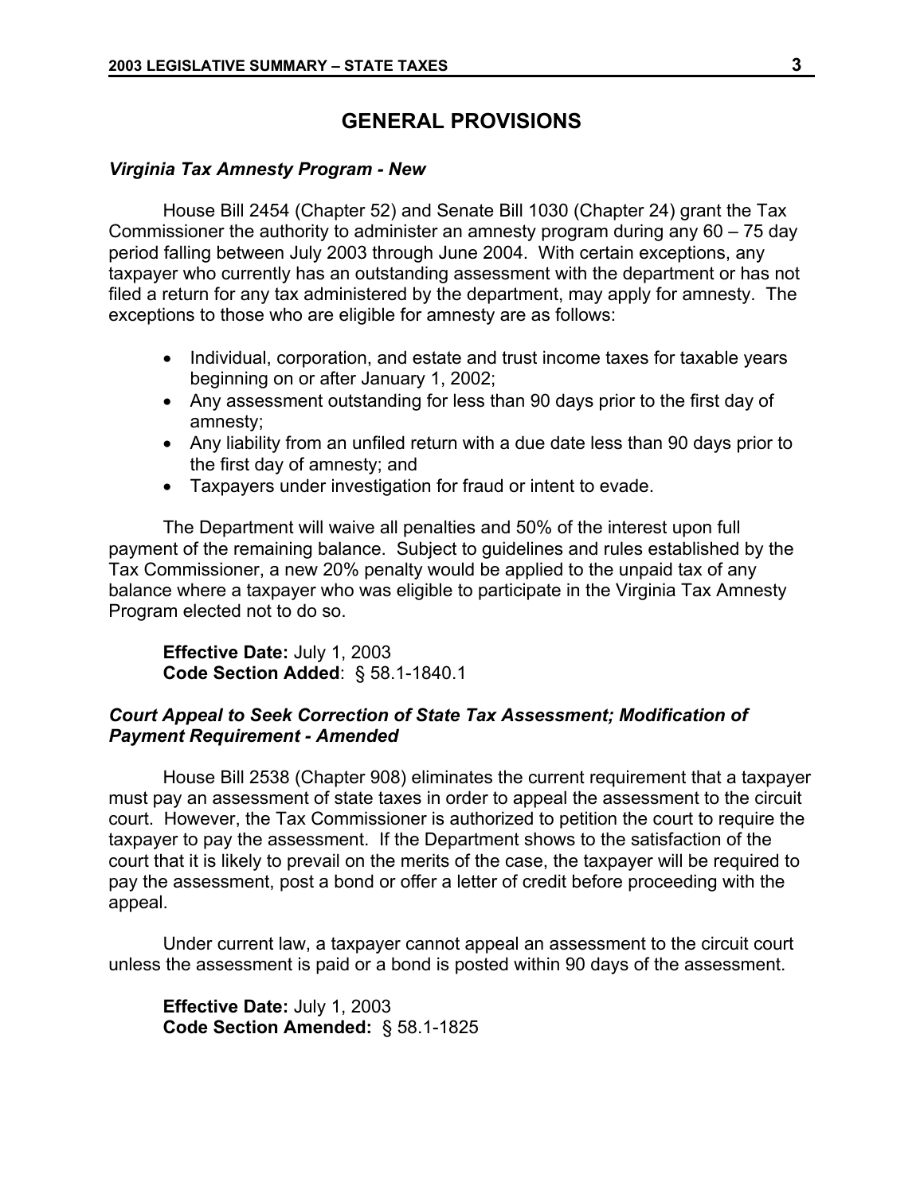# GENERAL PROVISIONS

### *Virginia Tax Amnesty Program - New*

House Bill 2454 (Chapter 52) and Senate Bill 1030 (Chapter 24) grant the Tax Commissioner the authority to administer an amnesty program during any 60 – 75 day period falling between July 2003 through June 2004. With certain exceptions, any taxpayer who currently has an outstanding assessment with the department or has not filed a return for any tax administered by the department, may apply for amnesty. The exceptions to those who are eligible for amnesty are as follows:

- Individual, corporation, and estate and trust income taxes for taxable years beginning on or after January 1, 2002;
- Any assessment outstanding for less than 90 days prior to the first day of amnesty;
- Any liability from an unfiled return with a due date less than 90 days prior to the first day of amnesty; and
- Taxpayers under investigation for fraud or intent to evade.

The Department will waive all penalties and 50% of the interest upon full payment of the remaining balance. Subject to guidelines and rules established by the Tax Commissioner, a new 20% penalty would be applied to the unpaid tax of any balance where a taxpayer who was eligible to participate in the Virginia Tax Amnesty Program elected not to do so.

**Effective Date:** July 1, 2003
**Code Section Added**: § 58.1-1840.1

### *Court Appeal to Seek Correction of State Tax Assessment; Modification of Payment Requirement - Amended*

House Bill 2538 (Chapter 908) eliminates the current requirement that a taxpayer must pay an assessment of state taxes in order to appeal the assessment to the circuit court. However, the Tax Commissioner is authorized to petition the court to require the taxpayer to pay the assessment. If the Department shows to the satisfaction of the court that it is likely to prevail on the merits of the case, the taxpayer will be required to pay the assessment, post a bond or offer a letter of credit before proceeding with the appeal.

Under current law, a taxpayer cannot appeal an assessment to the circuit court unless the assessment is paid or a bond is posted within 90 days of the assessment.

**Effective Date:** July 1, 2003
**Code Section Amended:** § 58.1-1825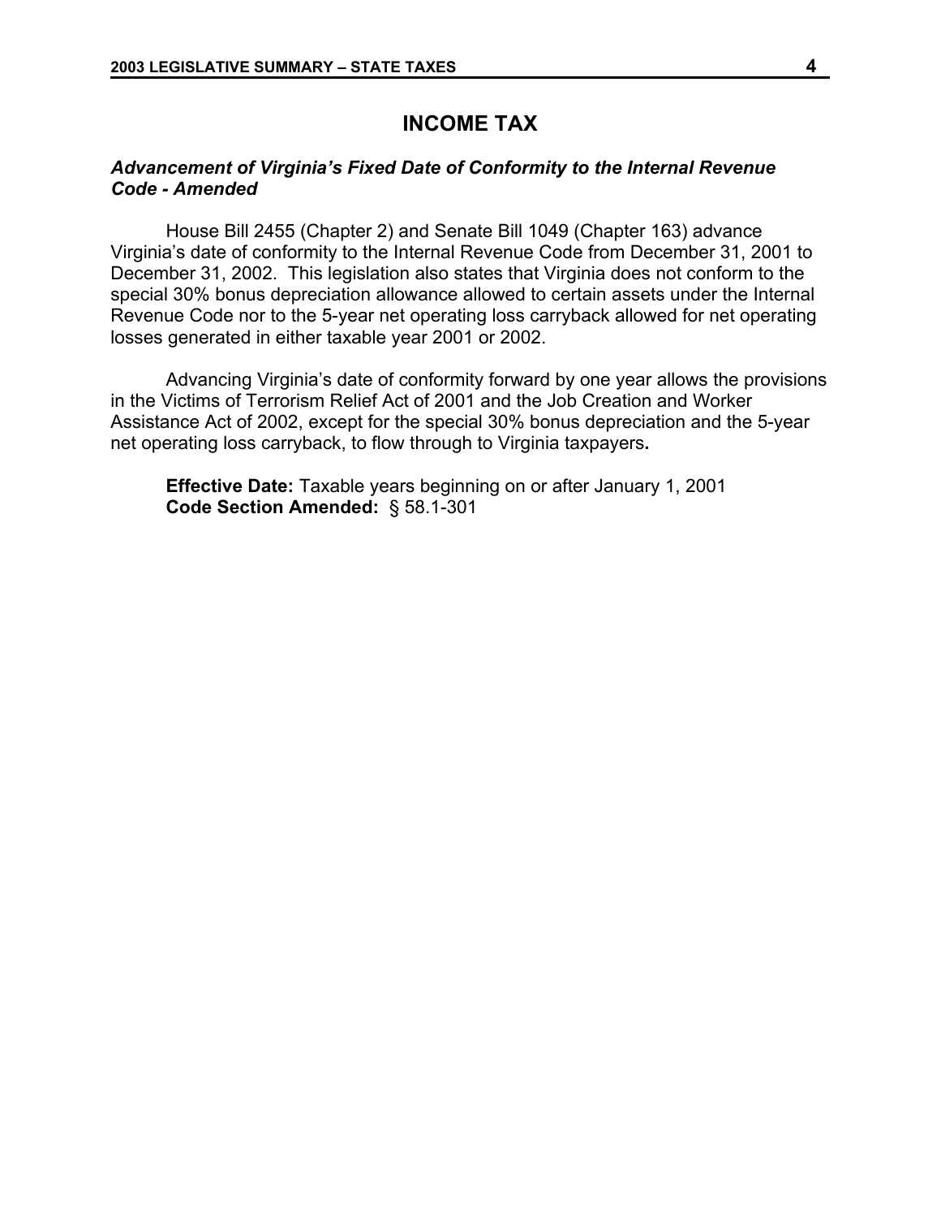# INCOME TAX

### *Advancement of Virginia's Fixed Date of Conformity to the Internal Revenue Code - Amended*

House Bill 2455 (Chapter 2) and Senate Bill 1049 (Chapter 163) advance Virginia's date of conformity to the Internal Revenue Code from December 31, 2001 to December 31, 2002. This legislation also states that Virginia does not conform to the special 30% bonus depreciation allowance allowed to certain assets under the Internal Revenue Code nor to the 5-year net operating loss carryback allowed for net operating losses generated in either taxable year 2001 or 2002.

Advancing Virginia's date of conformity forward by one year allows the provisions in the Victims of Terrorism Relief Act of 2001 and the Job Creation and Worker Assistance Act of 2002, except for the special 30% bonus depreciation and the 5-year net operating loss carryback, to flow through to Virginia taxpayers**.**

**Effective Date:** Taxable years beginning on or after January 1, 2001
**Code Section Amended:** § 58.1-301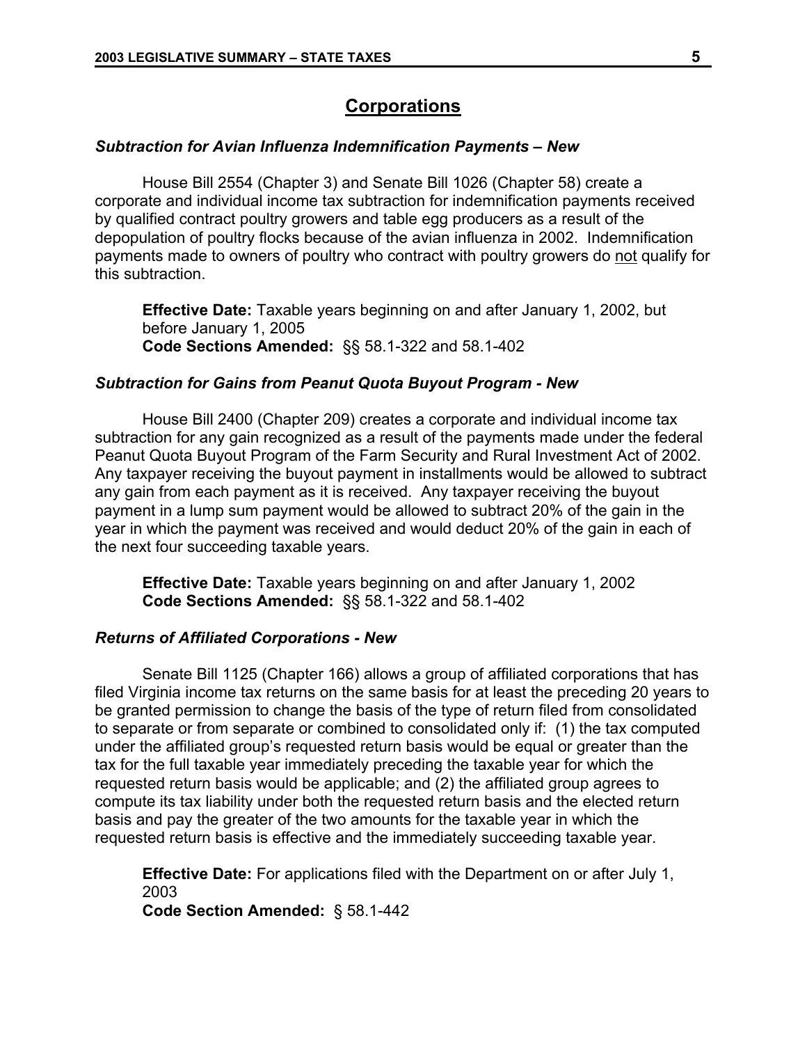## Corporations

### *Subtraction for Avian Influenza Indemnification Payments – New*

House Bill 2554 (Chapter 3) and Senate Bill 1026 (Chapter 58) create a corporate and individual income tax subtraction for indemnification payments received by qualified contract poultry growers and table egg producers as a result of the depopulation of poultry flocks because of the avian influenza in 2002. Indemnification payments made to owners of poultry who contract with poultry growers do not qualify for this subtraction.

**Effective Date:** Taxable years beginning on and after January 1, 2002, but before January 1, 2005
**Code Sections Amended:** §§ 58.1-322 and 58.1-402

### *Subtraction for Gains from Peanut Quota Buyout Program - New*

House Bill 2400 (Chapter 209) creates a corporate and individual income tax subtraction for any gain recognized as a result of the payments made under the federal Peanut Quota Buyout Program of the Farm Security and Rural Investment Act of 2002. Any taxpayer receiving the buyout payment in installments would be allowed to subtract any gain from each payment as it is received. Any taxpayer receiving the buyout payment in a lump sum payment would be allowed to subtract 20% of the gain in the year in which the payment was received and would deduct 20% of the gain in each of the next four succeeding taxable years.

**Effective Date:** Taxable years beginning on and after January 1, 2002
**Code Sections Amended:** §§ 58.1-322 and 58.1-402

### *Returns of Affiliated Corporations - New*

Senate Bill 1125 (Chapter 166) allows a group of affiliated corporations that has filed Virginia income tax returns on the same basis for at least the preceding 20 years to be granted permission to change the basis of the type of return filed from consolidated to separate or from separate or combined to consolidated only if: (1) the tax computed under the affiliated group's requested return basis would be equal or greater than the tax for the full taxable year immediately preceding the taxable year for which the requested return basis would be applicable; and (2) the affiliated group agrees to compute its tax liability under both the requested return basis and the elected return basis and pay the greater of the two amounts for the taxable year in which the requested return basis is effective and the immediately succeeding taxable year.

**Effective Date:** For applications filed with the Department on or after July 1, 2003
**Code Section Amended:** § 58.1-442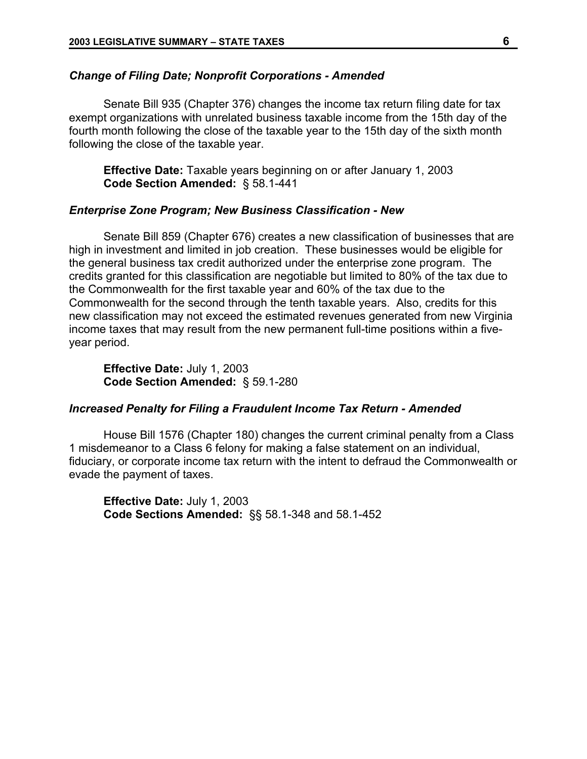### *Change of Filing Date; Nonprofit Corporations - Amended*

Senate Bill 935 (Chapter 376) changes the income tax return filing date for tax exempt organizations with unrelated business taxable income from the 15th day of the fourth month following the close of the taxable year to the 15th day of the sixth month following the close of the taxable year.

**Effective Date:** Taxable years beginning on or after January 1, 2003
**Code Section Amended:** § 58.1-441

### *Enterprise Zone Program; New Business Classification - New*

Senate Bill 859 (Chapter 676) creates a new classification of businesses that are high in investment and limited in job creation. These businesses would be eligible for the general business tax credit authorized under the enterprise zone program. The credits granted for this classification are negotiable but limited to 80% of the tax due to the Commonwealth for the first taxable year and 60% of the tax due to the Commonwealth for the second through the tenth taxable years. Also, credits for this new classification may not exceed the estimated revenues generated from new Virginia income taxes that may result from the new permanent full-time positions within a five-year period.

**Effective Date:** July 1, 2003
**Code Section Amended:** § 59.1-280

### *Increased Penalty for Filing a Fraudulent Income Tax Return - Amended*

House Bill 1576 (Chapter 180) changes the current criminal penalty from a Class 1 misdemeanor to a Class 6 felony for making a false statement on an individual, fiduciary, or corporate income tax return with the intent to defraud the Commonwealth or evade the payment of taxes.

**Effective Date:** July 1, 2003
**Code Sections Amended:** §§ 58.1-348 and 58.1-452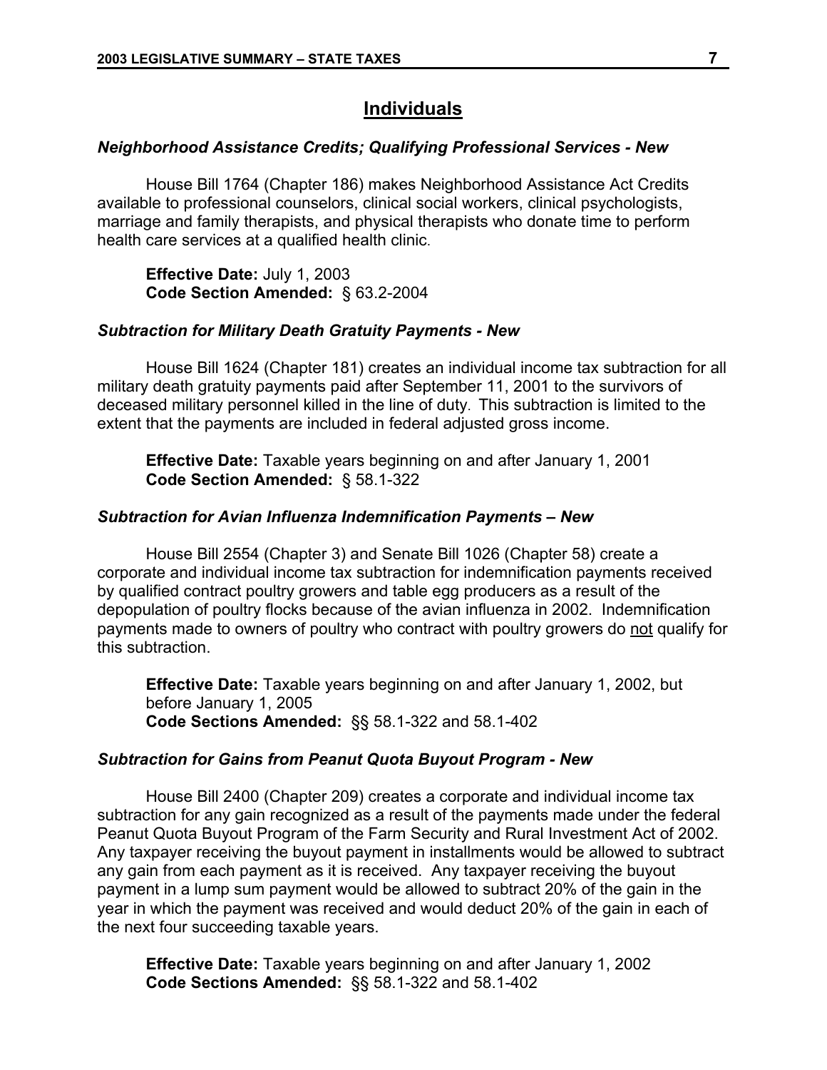## Individuals

### *Neighborhood Assistance Credits; Qualifying Professional Services - New*

House Bill 1764 (Chapter 186) makes Neighborhood Assistance Act Credits available to professional counselors, clinical social workers, clinical psychologists, marriage and family therapists, and physical therapists who donate time to perform health care services at a qualified health clinic.

**Effective Date:** July 1, 2003
**Code Section Amended:** § 63.2-2004

### *Subtraction for Military Death Gratuity Payments - New*

House Bill 1624 (Chapter 181) creates an individual income tax subtraction for all military death gratuity payments paid after September 11, 2001 to the survivors of deceased military personnel killed in the line of duty. This subtraction is limited to the extent that the payments are included in federal adjusted gross income.

**Effective Date:** Taxable years beginning on and after January 1, 2001
**Code Section Amended:** § 58.1-322

### *Subtraction for Avian Influenza Indemnification Payments – New*

House Bill 2554 (Chapter 3) and Senate Bill 1026 (Chapter 58) create a corporate and individual income tax subtraction for indemnification payments received by qualified contract poultry growers and table egg producers as a result of the depopulation of poultry flocks because of the avian influenza in 2002. Indemnification payments made to owners of poultry who contract with poultry growers do not qualify for this subtraction.

**Effective Date:** Taxable years beginning on and after January 1, 2002, but before January 1, 2005
**Code Sections Amended:** §§ 58.1-322 and 58.1-402

### *Subtraction for Gains from Peanut Quota Buyout Program - New*

House Bill 2400 (Chapter 209) creates a corporate and individual income tax subtraction for any gain recognized as a result of the payments made under the federal Peanut Quota Buyout Program of the Farm Security and Rural Investment Act of 2002. Any taxpayer receiving the buyout payment in installments would be allowed to subtract any gain from each payment as it is received. Any taxpayer receiving the buyout payment in a lump sum payment would be allowed to subtract 20% of the gain in the year in which the payment was received and would deduct 20% of the gain in each of the next four succeeding taxable years.

**Effective Date:** Taxable years beginning on and after January 1, 2002
**Code Sections Amended:** §§ 58.1-322 and 58.1-402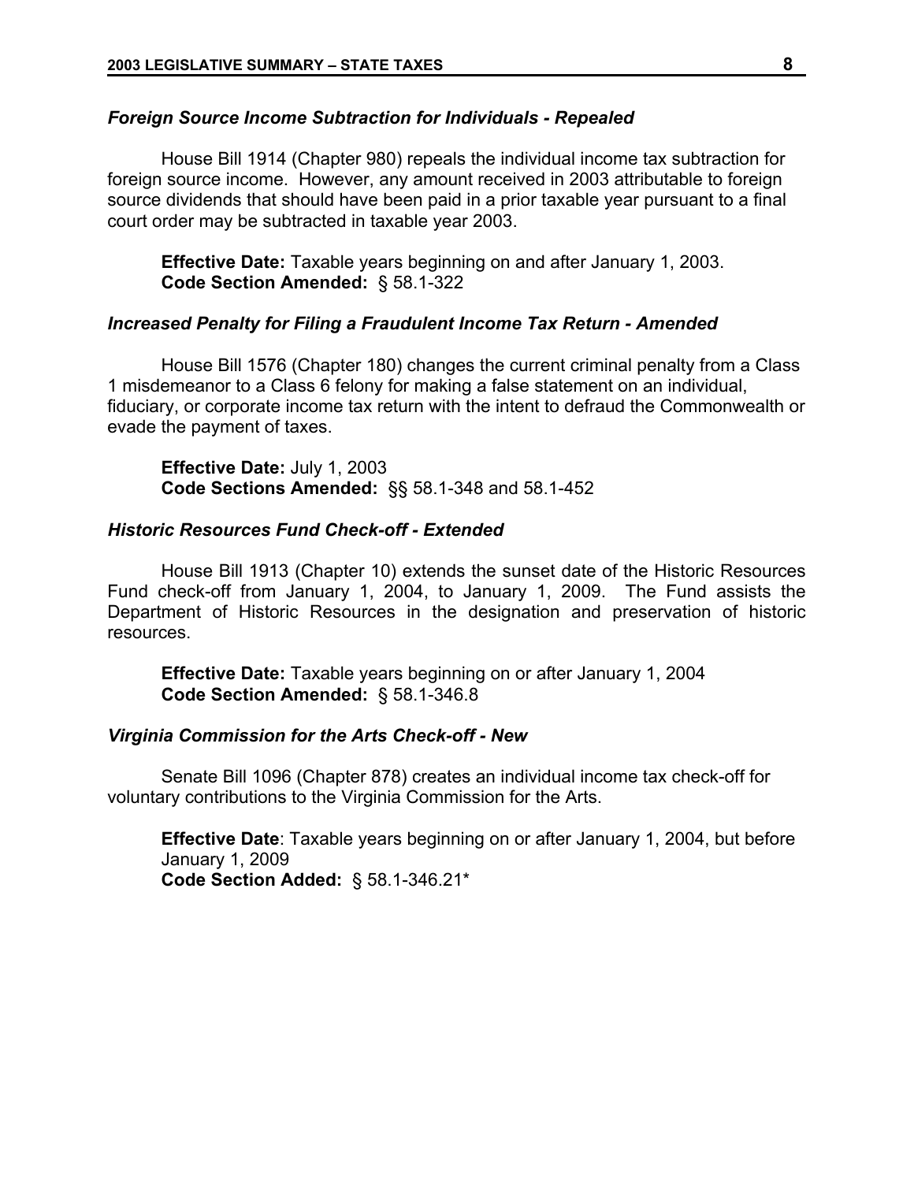### *Foreign Source Income Subtraction for Individuals - Repealed*

House Bill 1914 (Chapter 980) repeals the individual income tax subtraction for foreign source income. However, any amount received in 2003 attributable to foreign source dividends that should have been paid in a prior taxable year pursuant to a final court order may be subtracted in taxable year 2003.

**Effective Date:** Taxable years beginning on and after January 1, 2003.
**Code Section Amended:** § 58.1-322

### *Increased Penalty for Filing a Fraudulent Income Tax Return - Amended*

House Bill 1576 (Chapter 180) changes the current criminal penalty from a Class 1 misdemeanor to a Class 6 felony for making a false statement on an individual, fiduciary, or corporate income tax return with the intent to defraud the Commonwealth or evade the payment of taxes.

**Effective Date:** July 1, 2003
**Code Sections Amended:** §§ 58.1-348 and 58.1-452

### *Historic Resources Fund Check-off - Extended*

House Bill 1913 (Chapter 10) extends the sunset date of the Historic Resources Fund check-off from January 1, 2004, to January 1, 2009. The Fund assists the Department of Historic Resources in the designation and preservation of historic resources.

**Effective Date:** Taxable years beginning on or after January 1, 2004
**Code Section Amended:** § 58.1-346.8

### *Virginia Commission for the Arts Check-off - New*

Senate Bill 1096 (Chapter 878) creates an individual income tax check-off for voluntary contributions to the Virginia Commission for the Arts.

**Effective Date**: Taxable years beginning on or after January 1, 2004, but before January 1, 2009
**Code Section Added:** § 58.1-346.21*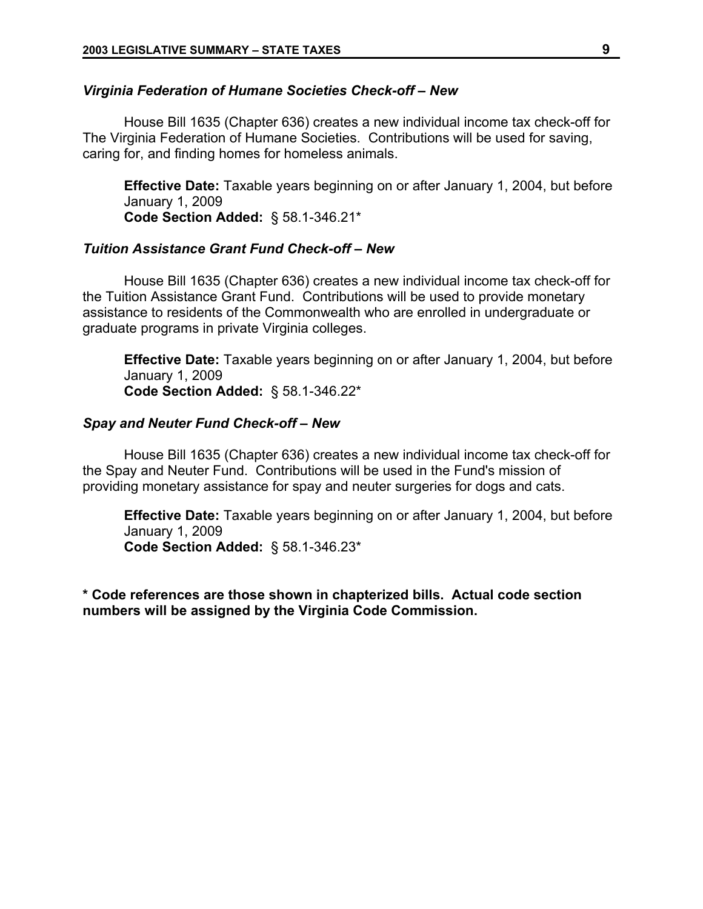### *Virginia Federation of Humane Societies Check-off – New*

House Bill 1635 (Chapter 636) creates a new individual income tax check-off for The Virginia Federation of Humane Societies. Contributions will be used for saving, caring for, and finding homes for homeless animals.

**Effective Date:** Taxable years beginning on or after January 1, 2004, but before January 1, 2009
**Code Section Added:** § 58.1-346.21*

### *Tuition Assistance Grant Fund Check-off – New*

House Bill 1635 (Chapter 636) creates a new individual income tax check-off for the Tuition Assistance Grant Fund. Contributions will be used to provide monetary assistance to residents of the Commonwealth who are enrolled in undergraduate or graduate programs in private Virginia colleges.

**Effective Date:** Taxable years beginning on or after January 1, 2004, but before January 1, 2009
**Code Section Added:** § 58.1-346.22*

### *Spay and Neuter Fund Check-off – New*

House Bill 1635 (Chapter 636) creates a new individual income tax check-off for the Spay and Neuter Fund. Contributions will be used in the Fund's mission of providing monetary assistance for spay and neuter surgeries for dogs and cats.

**Effective Date:** Taxable years beginning on or after January 1, 2004, but before January 1, 2009
**Code Section Added:** § 58.1-346.23*

**\* Code references are those shown in chapterized bills. Actual code section numbers will be assigned by the Virginia Code Commission.**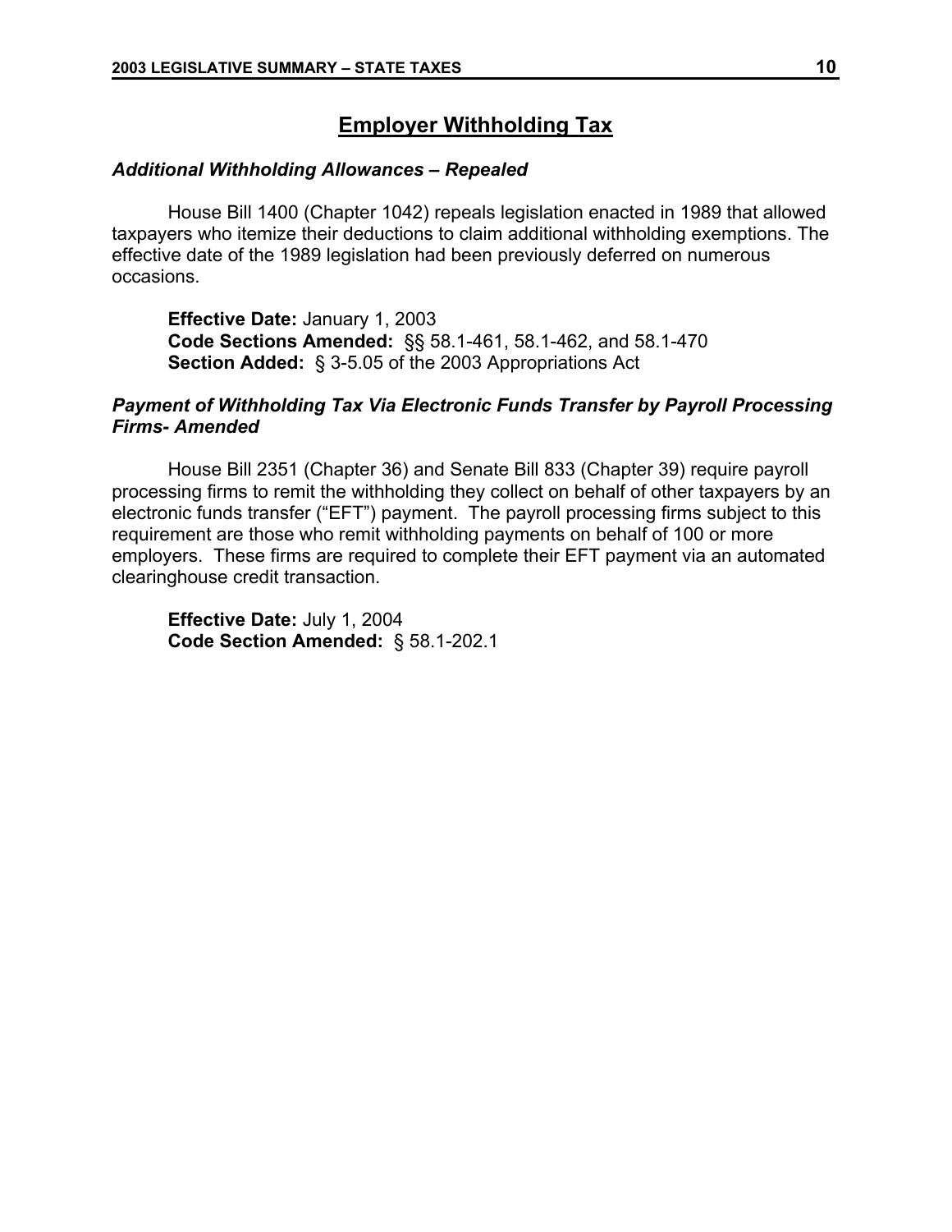## Employer Withholding Tax

### *Additional Withholding Allowances – Repealed*

House Bill 1400 (Chapter 1042) repeals legislation enacted in 1989 that allowed taxpayers who itemize their deductions to claim additional withholding exemptions. The effective date of the 1989 legislation had been previously deferred on numerous occasions.

**Effective Date:** January 1, 2003
**Code Sections Amended:** §§ 58.1-461, 58.1-462, and 58.1-470
**Section Added:** § 3-5.05 of the 2003 Appropriations Act

### *Payment of Withholding Tax Via Electronic Funds Transfer by Payroll Processing Firms- Amended*

House Bill 2351 (Chapter 36) and Senate Bill 833 (Chapter 39) require payroll processing firms to remit the withholding they collect on behalf of other taxpayers by an electronic funds transfer ("EFT") payment. The payroll processing firms subject to this requirement are those who remit withholding payments on behalf of 100 or more employers. These firms are required to complete their EFT payment via an automated clearinghouse credit transaction.

**Effective Date:** July 1, 2004
**Code Section Amended:** § 58.1-202.1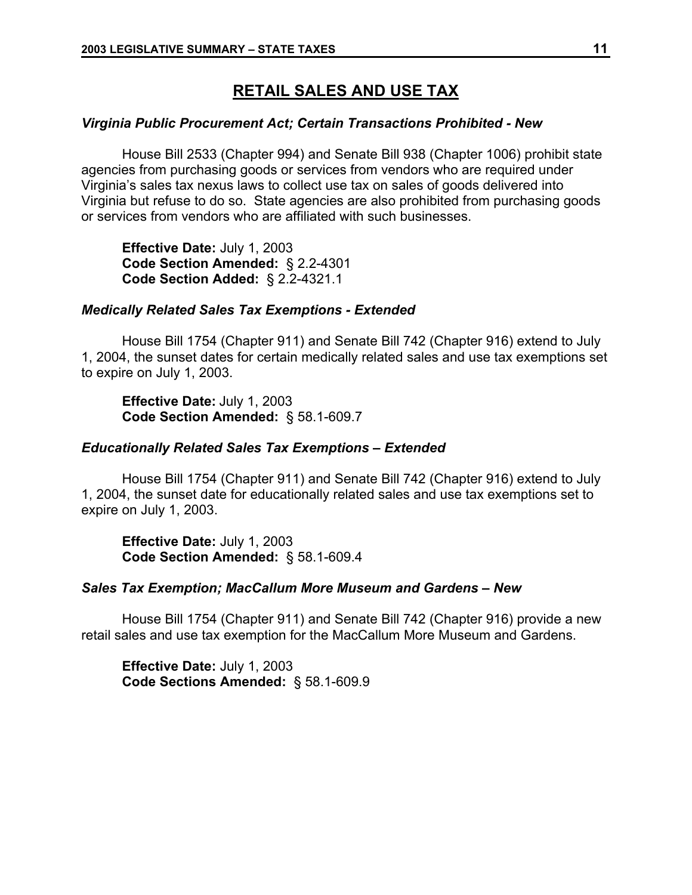# RETAIL SALES AND USE TAX

### *Virginia Public Procurement Act; Certain Transactions Prohibited - New*

House Bill 2533 (Chapter 994) and Senate Bill 938 (Chapter 1006) prohibit state agencies from purchasing goods or services from vendors who are required under Virginia's sales tax nexus laws to collect use tax on sales of goods delivered into Virginia but refuse to do so. State agencies are also prohibited from purchasing goods or services from vendors who are affiliated with such businesses.

**Effective Date:** July 1, 2003
**Code Section Amended:** § 2.2-4301
**Code Section Added:** § 2.2-4321.1

### *Medically Related Sales Tax Exemptions - Extended*

House Bill 1754 (Chapter 911) and Senate Bill 742 (Chapter 916) extend to July 1, 2004, the sunset dates for certain medically related sales and use tax exemptions set to expire on July 1, 2003.

**Effective Date:** July 1, 2003
**Code Section Amended:** § 58.1-609.7

### *Educationally Related Sales Tax Exemptions – Extended*

House Bill 1754 (Chapter 911) and Senate Bill 742 (Chapter 916) extend to July 1, 2004, the sunset date for educationally related sales and use tax exemptions set to expire on July 1, 2003.

**Effective Date:** July 1, 2003
**Code Section Amended:** § 58.1-609.4

### *Sales Tax Exemption; MacCallum More Museum and Gardens – New*

House Bill 1754 (Chapter 911) and Senate Bill 742 (Chapter 916) provide a new retail sales and use tax exemption for the MacCallum More Museum and Gardens.

**Effective Date:** July 1, 2003
**Code Sections Amended:** § 58.1-609.9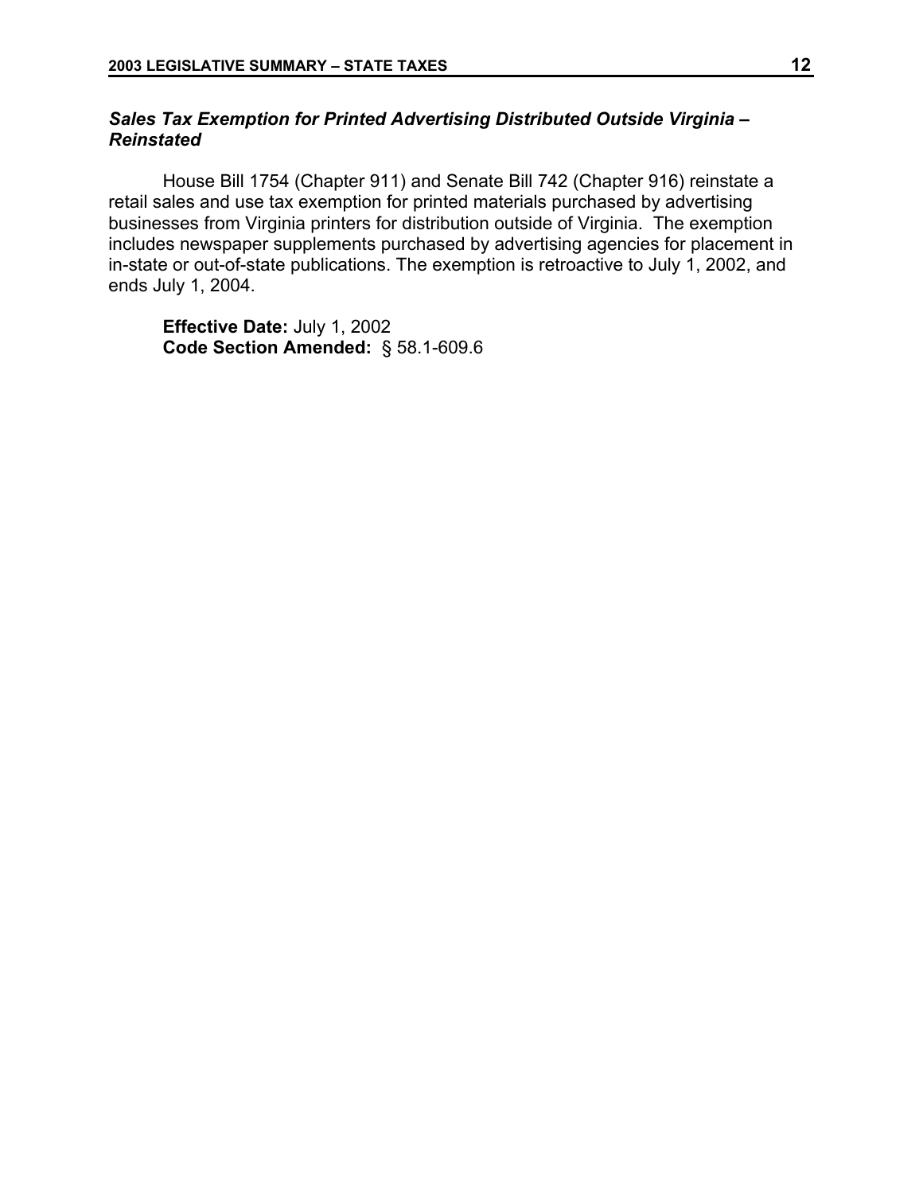### *Sales Tax Exemption for Printed Advertising Distributed Outside Virginia – Reinstated*

House Bill 1754 (Chapter 911) and Senate Bill 742 (Chapter 916) reinstate a retail sales and use tax exemption for printed materials purchased by advertising businesses from Virginia printers for distribution outside of Virginia. The exemption includes newspaper supplements purchased by advertising agencies for placement in in-state or out-of-state publications. The exemption is retroactive to July 1, 2002, and ends July 1, 2004.

**Effective Date:** July 1, 2002
**Code Section Amended:** § 58.1-609.6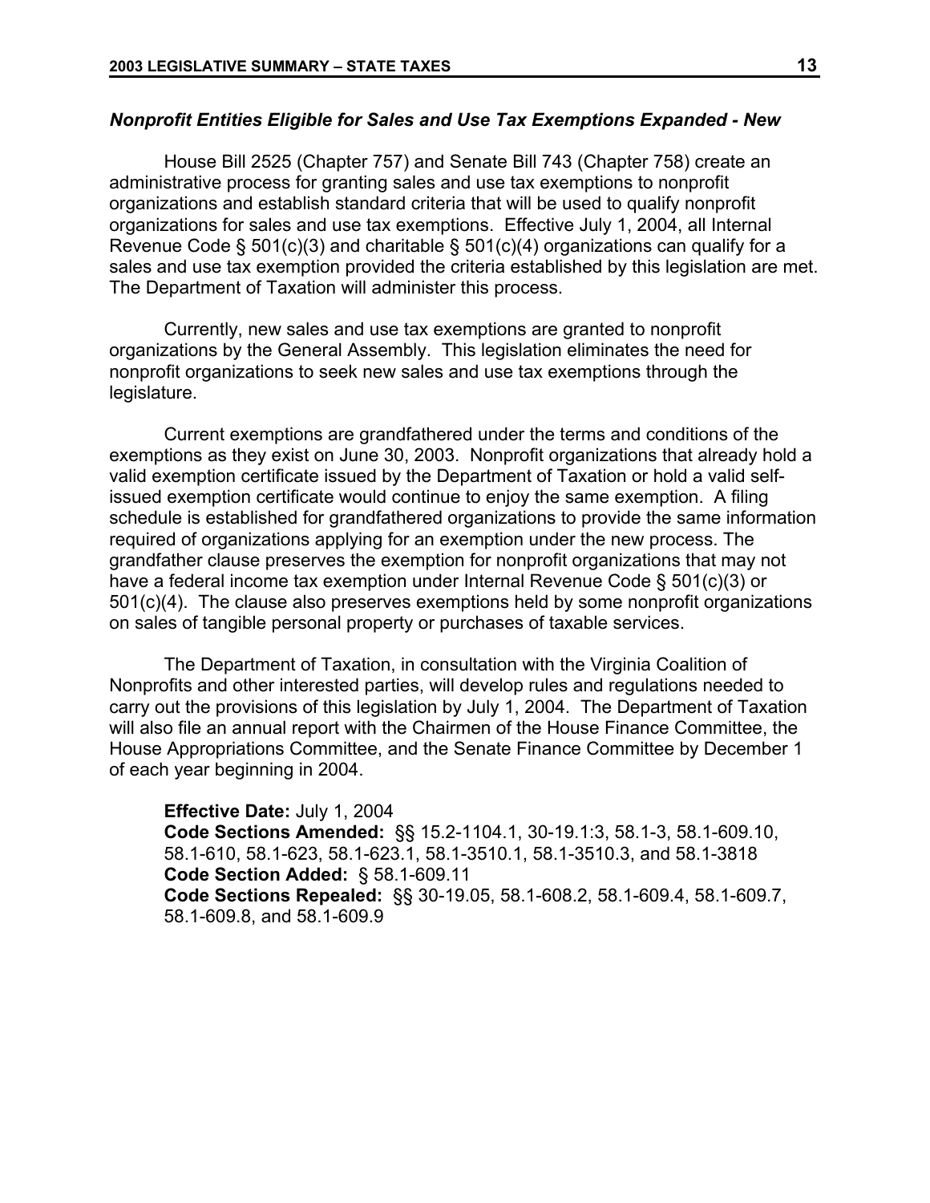### *Nonprofit Entities Eligible for Sales and Use Tax Exemptions Expanded - New*

House Bill 2525 (Chapter 757) and Senate Bill 743 (Chapter 758) create an administrative process for granting sales and use tax exemptions to nonprofit organizations and establish standard criteria that will be used to qualify nonprofit organizations for sales and use tax exemptions. Effective July 1, 2004, all Internal Revenue Code § 501(c)(3) and charitable § 501(c)(4) organizations can qualify for a sales and use tax exemption provided the criteria established by this legislation are met. The Department of Taxation will administer this process.

Currently, new sales and use tax exemptions are granted to nonprofit organizations by the General Assembly. This legislation eliminates the need for nonprofit organizations to seek new sales and use tax exemptions through the legislature.

Current exemptions are grandfathered under the terms and conditions of the exemptions as they exist on June 30, 2003. Nonprofit organizations that already hold a valid exemption certificate issued by the Department of Taxation or hold a valid self-issued exemption certificate would continue to enjoy the same exemption. A filing schedule is established for grandfathered organizations to provide the same information required of organizations applying for an exemption under the new process. The grandfather clause preserves the exemption for nonprofit organizations that may not have a federal income tax exemption under Internal Revenue Code § 501(c)(3) or 501(c)(4). The clause also preserves exemptions held by some nonprofit organizations on sales of tangible personal property or purchases of taxable services.

The Department of Taxation, in consultation with the Virginia Coalition of Nonprofits and other interested parties, will develop rules and regulations needed to carry out the provisions of this legislation by July 1, 2004. The Department of Taxation will also file an annual report with the Chairmen of the House Finance Committee, the House Appropriations Committee, and the Senate Finance Committee by December 1 of each year beginning in 2004.

**Effective Date:** July 1, 2004
**Code Sections Amended:** §§ 15.2-1104.1, 30-19.1:3, 58.1-3, 58.1-609.10, 58.1-610, 58.1-623, 58.1-623.1, 58.1-3510.1, 58.1-3510.3, and 58.1-3818
**Code Section Added:** § 58.1-609.11
**Code Sections Repealed:** §§ 30-19.05, 58.1-608.2, 58.1-609.4, 58.1-609.7, 58.1-609.8, and 58.1-609.9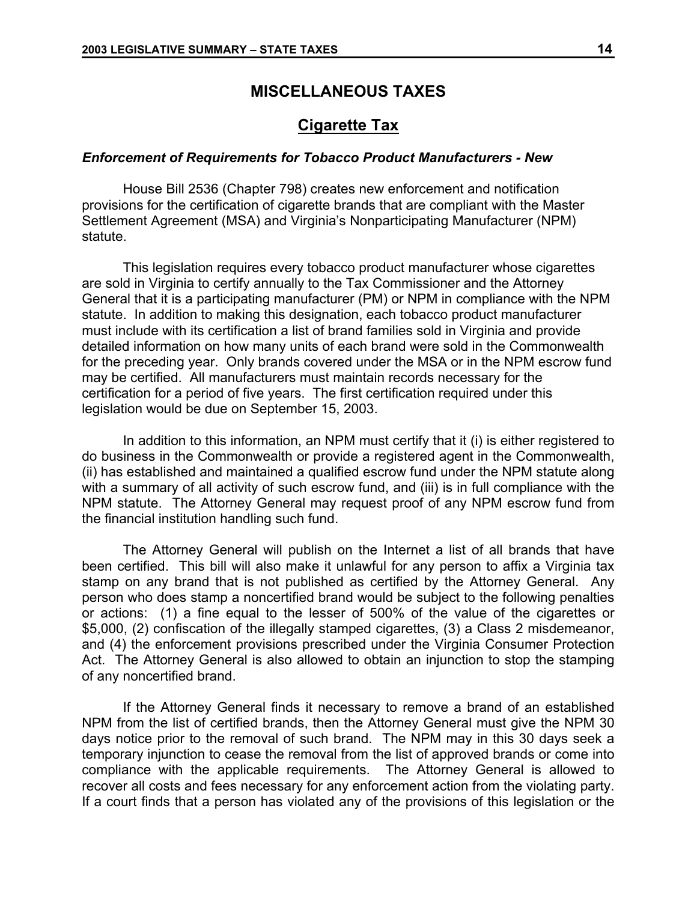## MISCELLANEOUS TAXES

### Cigarette Tax

#### *Enforcement of Requirements for Tobacco Product Manufacturers - New*

House Bill 2536 (Chapter 798) creates new enforcement and notification provisions for the certification of cigarette brands that are compliant with the Master Settlement Agreement (MSA) and Virginia's Nonparticipating Manufacturer (NPM) statute.

This legislation requires every tobacco product manufacturer whose cigarettes are sold in Virginia to certify annually to the Tax Commissioner and the Attorney General that it is a participating manufacturer (PM) or NPM in compliance with the NPM statute. In addition to making this designation, each tobacco product manufacturer must include with its certification a list of brand families sold in Virginia and provide detailed information on how many units of each brand were sold in the Commonwealth for the preceding year. Only brands covered under the MSA or in the NPM escrow fund may be certified. All manufacturers must maintain records necessary for the certification for a period of five years. The first certification required under this legislation would be due on September 15, 2003.

In addition to this information, an NPM must certify that it (i) is either registered to do business in the Commonwealth or provide a registered agent in the Commonwealth, (ii) has established and maintained a qualified escrow fund under the NPM statute along with a summary of all activity of such escrow fund, and (iii) is in full compliance with the NPM statute. The Attorney General may request proof of any NPM escrow fund from the financial institution handling such fund.

The Attorney General will publish on the Internet a list of all brands that have been certified. This bill will also make it unlawful for any person to affix a Virginia tax stamp on any brand that is not published as certified by the Attorney General. Any person who does stamp a noncertified brand would be subject to the following penalties or actions: (1) a fine equal to the lesser of 500% of the value of the cigarettes or \$5,000, (2) confiscation of the illegally stamped cigarettes, (3) a Class 2 misdemeanor, and (4) the enforcement provisions prescribed under the Virginia Consumer Protection Act. The Attorney General is also allowed to obtain an injunction to stop the stamping of any noncertified brand.

If the Attorney General finds it necessary to remove a brand of an established NPM from the list of certified brands, then the Attorney General must give the NPM 30 days notice prior to the removal of such brand. The NPM may in this 30 days seek a temporary injunction to cease the removal from the list of approved brands or come into compliance with the applicable requirements. The Attorney General is allowed to recover all costs and fees necessary for any enforcement action from the violating party. If a court finds that a person has violated any of the provisions of this legislation or the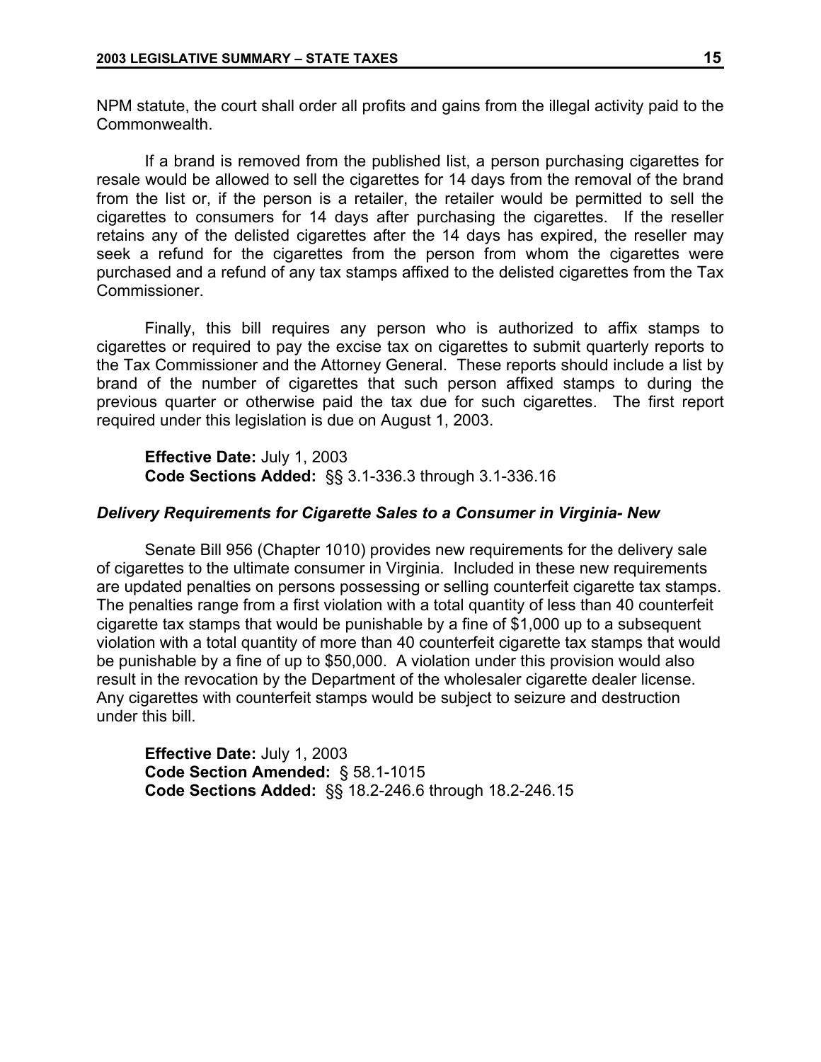NPM statute, the court shall order all profits and gains from the illegal activity paid to the Commonwealth.

If a brand is removed from the published list, a person purchasing cigarettes for resale would be allowed to sell the cigarettes for 14 days from the removal of the brand from the list or, if the person is a retailer, the retailer would be permitted to sell the cigarettes to consumers for 14 days after purchasing the cigarettes. If the reseller retains any of the delisted cigarettes after the 14 days has expired, the reseller may seek a refund for the cigarettes from the person from whom the cigarettes were purchased and a refund of any tax stamps affixed to the delisted cigarettes from the Tax Commissioner.

Finally, this bill requires any person who is authorized to affix stamps to cigarettes or required to pay the excise tax on cigarettes to submit quarterly reports to the Tax Commissioner and the Attorney General. These reports should include a list by brand of the number of cigarettes that such person affixed stamps to during the previous quarter or otherwise paid the tax due for such cigarettes. The first report required under this legislation is due on August 1, 2003.

**Effective Date:** July 1, 2003
**Code Sections Added:** §§ 3.1-336.3 through 3.1-336.16

### *Delivery Requirements for Cigarette Sales to a Consumer in Virginia- New*

Senate Bill 956 (Chapter 1010) provides new requirements for the delivery sale of cigarettes to the ultimate consumer in Virginia. Included in these new requirements are updated penalties on persons possessing or selling counterfeit cigarette tax stamps. The penalties range from a first violation with a total quantity of less than 40 counterfeit cigarette tax stamps that would be punishable by a fine of $1,000 up to a subsequent violation with a total quantity of more than 40 counterfeit cigarette tax stamps that would be punishable by a fine of up to $50,000. A violation under this provision would also result in the revocation by the Department of the wholesaler cigarette dealer license. Any cigarettes with counterfeit stamps would be subject to seizure and destruction under this bill.

**Effective Date:** July 1, 2003
**Code Section Amended:** § 58.1-1015
**Code Sections Added:** §§ 18.2-246.6 through 18.2-246.15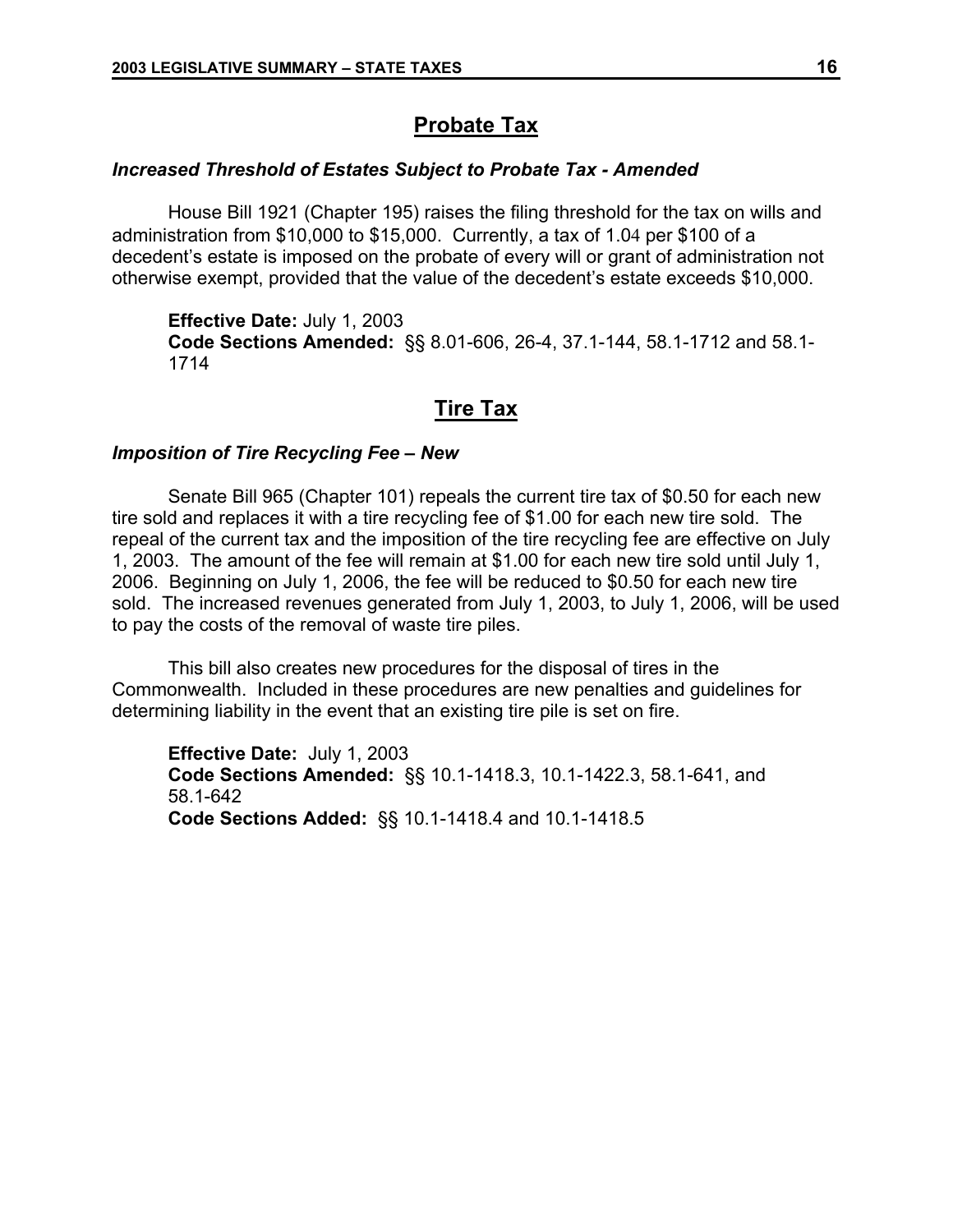## Probate Tax

### *Increased Threshold of Estates Subject to Probate Tax - Amended*

House Bill 1921 (Chapter 195) raises the filing threshold for the tax on wills and administration from $10,000 to $15,000. Currently, a tax of 1.04 per $100 of a decedent's estate is imposed on the probate of every will or grant of administration not otherwise exempt, provided that the value of the decedent's estate exceeds $10,000.

**Effective Date:** July 1, 2003
**Code Sections Amended:** §§ 8.01-606, 26-4, 37.1-144, 58.1-1712 and 58.1-1714

## Tire Tax

### *Imposition of Tire Recycling Fee – New*

Senate Bill 965 (Chapter 101) repeals the current tire tax of $0.50 for each new tire sold and replaces it with a tire recycling fee of $1.00 for each new tire sold. The repeal of the current tax and the imposition of the tire recycling fee are effective on July 1, 2003. The amount of the fee will remain at $1.00 for each new tire sold until July 1, 2006. Beginning on July 1, 2006, the fee will be reduced to $0.50 for each new tire sold. The increased revenues generated from July 1, 2003, to July 1, 2006, will be used to pay the costs of the removal of waste tire piles.

This bill also creates new procedures for the disposal of tires in the Commonwealth. Included in these procedures are new penalties and guidelines for determining liability in the event that an existing tire pile is set on fire.

**Effective Date:** July 1, 2003
**Code Sections Amended:** §§ 10.1-1418.3, 10.1-1422.3, 58.1-641, and 58.1-642
**Code Sections Added:** §§ 10.1-1418.4 and 10.1-1418.5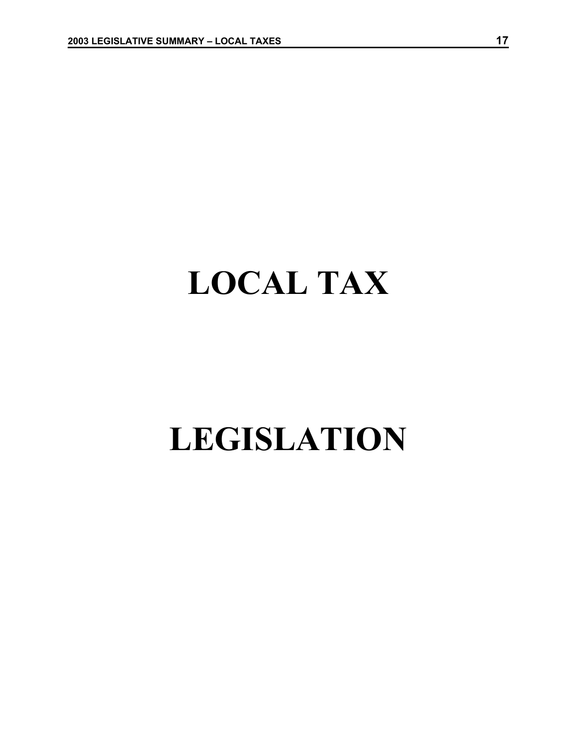# LOCAL TAX

# LEGISLATION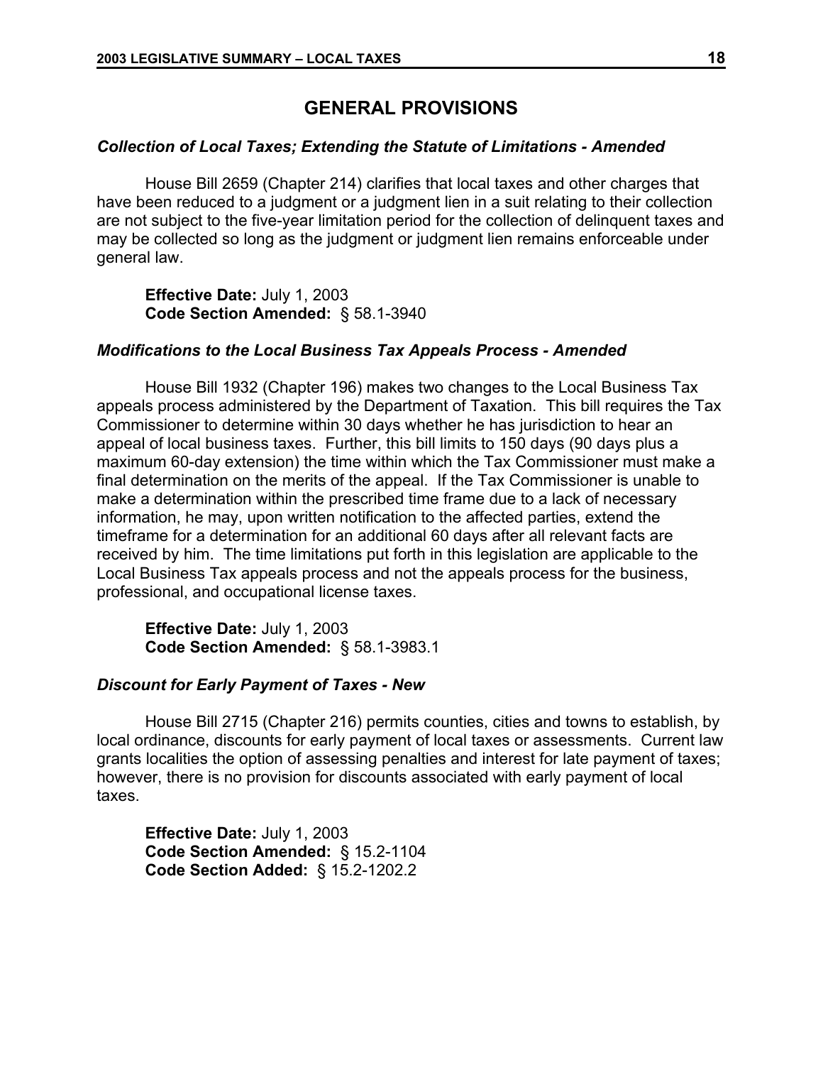## GENERAL PROVISIONS

### *Collection of Local Taxes; Extending the Statute of Limitations - Amended*

House Bill 2659 (Chapter 214) clarifies that local taxes and other charges that have been reduced to a judgment or a judgment lien in a suit relating to their collection are not subject to the five-year limitation period for the collection of delinquent taxes and may be collected so long as the judgment or judgment lien remains enforceable under general law.

**Effective Date:** July 1, 2003
**Code Section Amended:** § 58.1-3940

### *Modifications to the Local Business Tax Appeals Process - Amended*

House Bill 1932 (Chapter 196) makes two changes to the Local Business Tax appeals process administered by the Department of Taxation. This bill requires the Tax Commissioner to determine within 30 days whether he has jurisdiction to hear an appeal of local business taxes. Further, this bill limits to 150 days (90 days plus a maximum 60-day extension) the time within which the Tax Commissioner must make a final determination on the merits of the appeal. If the Tax Commissioner is unable to make a determination within the prescribed time frame due to a lack of necessary information, he may, upon written notification to the affected parties, extend the timeframe for a determination for an additional 60 days after all relevant facts are received by him. The time limitations put forth in this legislation are applicable to the Local Business Tax appeals process and not the appeals process for the business, professional, and occupational license taxes.

**Effective Date:** July 1, 2003
**Code Section Amended:** § 58.1-3983.1

### *Discount for Early Payment of Taxes - New*

House Bill 2715 (Chapter 216) permits counties, cities and towns to establish, by local ordinance, discounts for early payment of local taxes or assessments. Current law grants localities the option of assessing penalties and interest for late payment of taxes; however, there is no provision for discounts associated with early payment of local taxes.

**Effective Date:** July 1, 2003
**Code Section Amended:** § 15.2-1104
**Code Section Added:** § 15.2-1202.2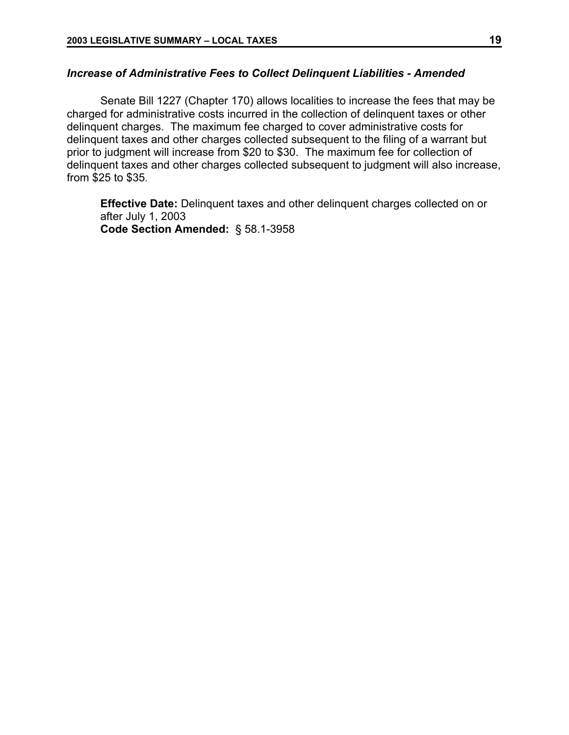### *Increase of Administrative Fees to Collect Delinquent Liabilities - Amended*

Senate Bill 1227 (Chapter 170) allows localities to increase the fees that may be charged for administrative costs incurred in the collection of delinquent taxes or other delinquent charges. The maximum fee charged to cover administrative costs for delinquent taxes and other charges collected subsequent to the filing of a warrant but prior to judgment will increase from $20 to $30. The maximum fee for collection of delinquent taxes and other charges collected subsequent to judgment will also increase, from $25 to $35.

**Effective Date:** Delinquent taxes and other delinquent charges collected on or after July 1, 2003
**Code Section Amended:** § 58.1-3958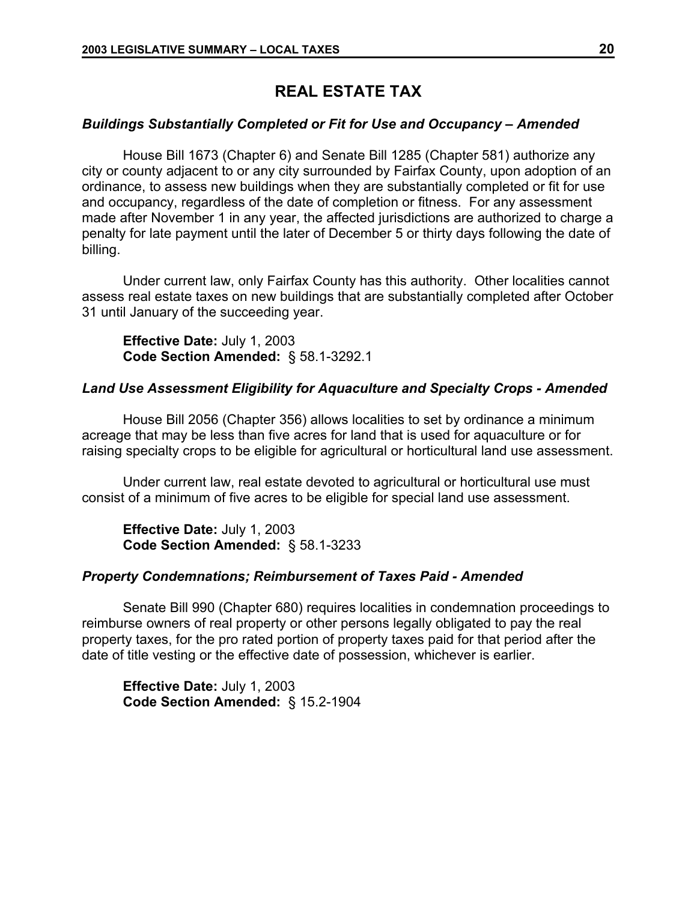## REAL ESTATE TAX

### *Buildings Substantially Completed or Fit for Use and Occupancy – Amended*

House Bill 1673 (Chapter 6) and Senate Bill 1285 (Chapter 581) authorize any city or county adjacent to or any city surrounded by Fairfax County, upon adoption of an ordinance, to assess new buildings when they are substantially completed or fit for use and occupancy, regardless of the date of completion or fitness. For any assessment made after November 1 in any year, the affected jurisdictions are authorized to charge a penalty for late payment until the later of December 5 or thirty days following the date of billing.

Under current law, only Fairfax County has this authority. Other localities cannot assess real estate taxes on new buildings that are substantially completed after October 31 until January of the succeeding year.

**Effective Date:** July 1, 2003
**Code Section Amended:** § 58.1-3292.1

### *Land Use Assessment Eligibility for Aquaculture and Specialty Crops - Amended*

House Bill 2056 (Chapter 356) allows localities to set by ordinance a minimum acreage that may be less than five acres for land that is used for aquaculture or for raising specialty crops to be eligible for agricultural or horticultural land use assessment.

Under current law, real estate devoted to agricultural or horticultural use must consist of a minimum of five acres to be eligible for special land use assessment.

**Effective Date:** July 1, 2003
**Code Section Amended:** § 58.1-3233

### *Property Condemnations; Reimbursement of Taxes Paid - Amended*

Senate Bill 990 (Chapter 680) requires localities in condemnation proceedings to reimburse owners of real property or other persons legally obligated to pay the real property taxes, for the pro rated portion of property taxes paid for that period after the date of title vesting or the effective date of possession, whichever is earlier.

**Effective Date:** July 1, 2003
**Code Section Amended:** § 15.2-1904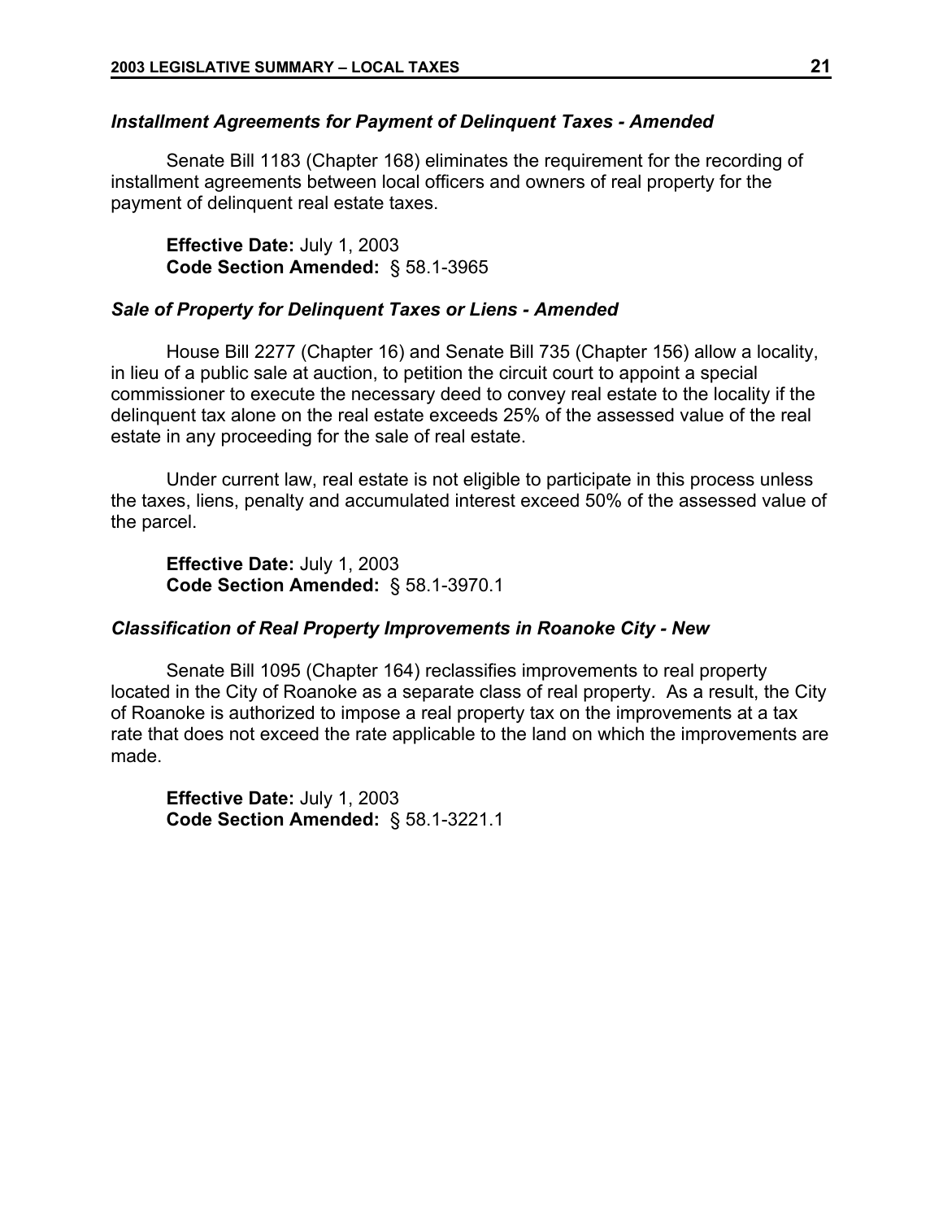### *Installment Agreements for Payment of Delinquent Taxes - Amended*

Senate Bill 1183 (Chapter 168) eliminates the requirement for the recording of installment agreements between local officers and owners of real property for the payment of delinquent real estate taxes.

**Effective Date:** July 1, 2003
**Code Section Amended:** § 58.1-3965

### *Sale of Property for Delinquent Taxes or Liens - Amended*

House Bill 2277 (Chapter 16) and Senate Bill 735 (Chapter 156) allow a locality, in lieu of a public sale at auction, to petition the circuit court to appoint a special commissioner to execute the necessary deed to convey real estate to the locality if the delinquent tax alone on the real estate exceeds 25% of the assessed value of the real estate in any proceeding for the sale of real estate.

Under current law, real estate is not eligible to participate in this process unless the taxes, liens, penalty and accumulated interest exceed 50% of the assessed value of the parcel.

**Effective Date:** July 1, 2003
**Code Section Amended:** § 58.1-3970.1

### *Classification of Real Property Improvements in Roanoke City - New*

Senate Bill 1095 (Chapter 164) reclassifies improvements to real property located in the City of Roanoke as a separate class of real property. As a result, the City of Roanoke is authorized to impose a real property tax on the improvements at a tax rate that does not exceed the rate applicable to the land on which the improvements are made.

**Effective Date:** July 1, 2003
**Code Section Amended:** § 58.1-3221.1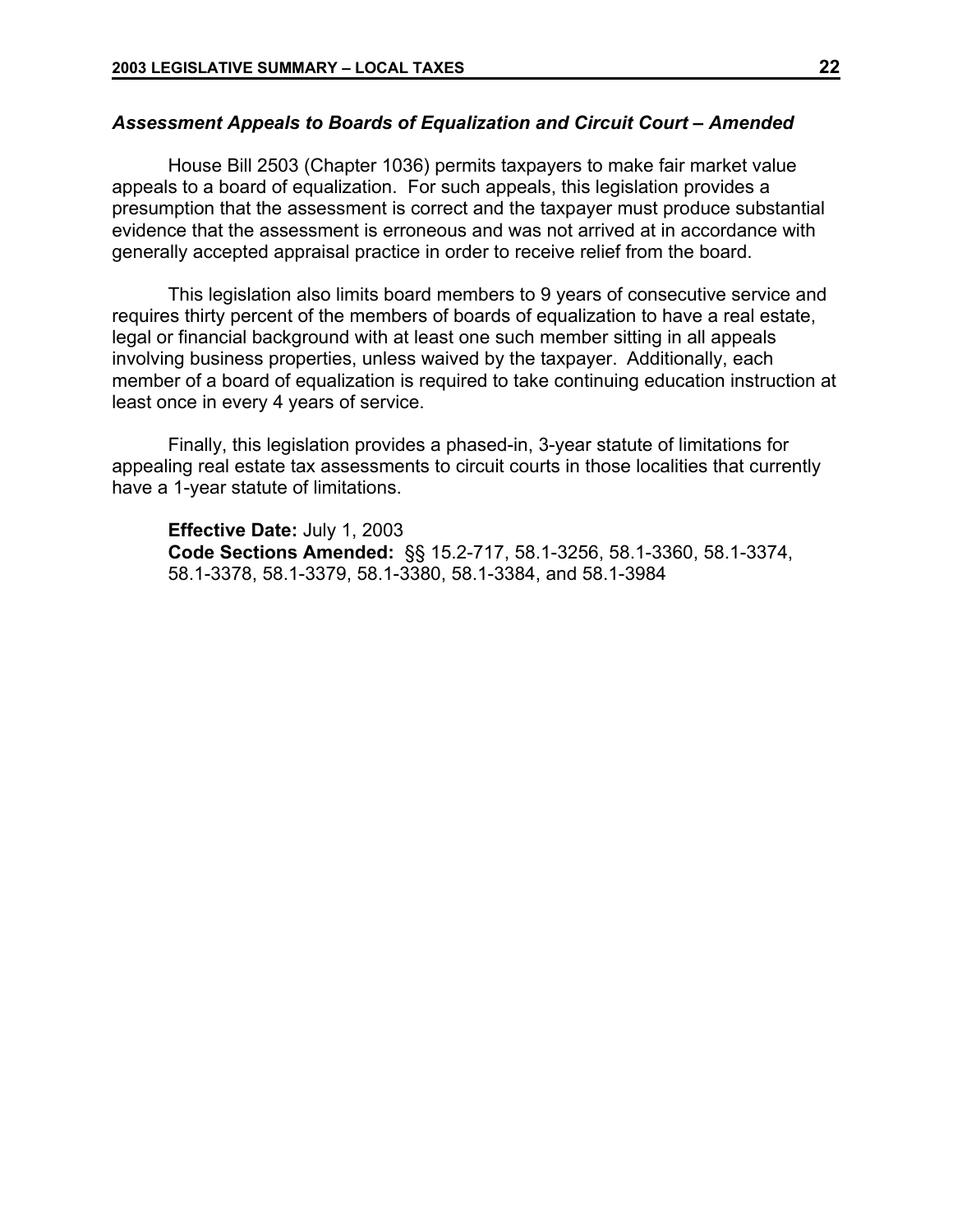### *Assessment Appeals to Boards of Equalization and Circuit Court – Amended*

House Bill 2503 (Chapter 1036) permits taxpayers to make fair market value appeals to a board of equalization. For such appeals, this legislation provides a presumption that the assessment is correct and the taxpayer must produce substantial evidence that the assessment is erroneous and was not arrived at in accordance with generally accepted appraisal practice in order to receive relief from the board.

This legislation also limits board members to 9 years of consecutive service and requires thirty percent of the members of boards of equalization to have a real estate, legal or financial background with at least one such member sitting in all appeals involving business properties, unless waived by the taxpayer. Additionally, each member of a board of equalization is required to take continuing education instruction at least once in every 4 years of service.

Finally, this legislation provides a phased-in, 3-year statute of limitations for appealing real estate tax assessments to circuit courts in those localities that currently have a 1-year statute of limitations.

**Effective Date:** July 1, 2003
**Code Sections Amended:** §§ 15.2-717, 58.1-3256, 58.1-3360, 58.1-3374, 58.1-3378, 58.1-3379, 58.1-3380, 58.1-3384, and 58.1-3984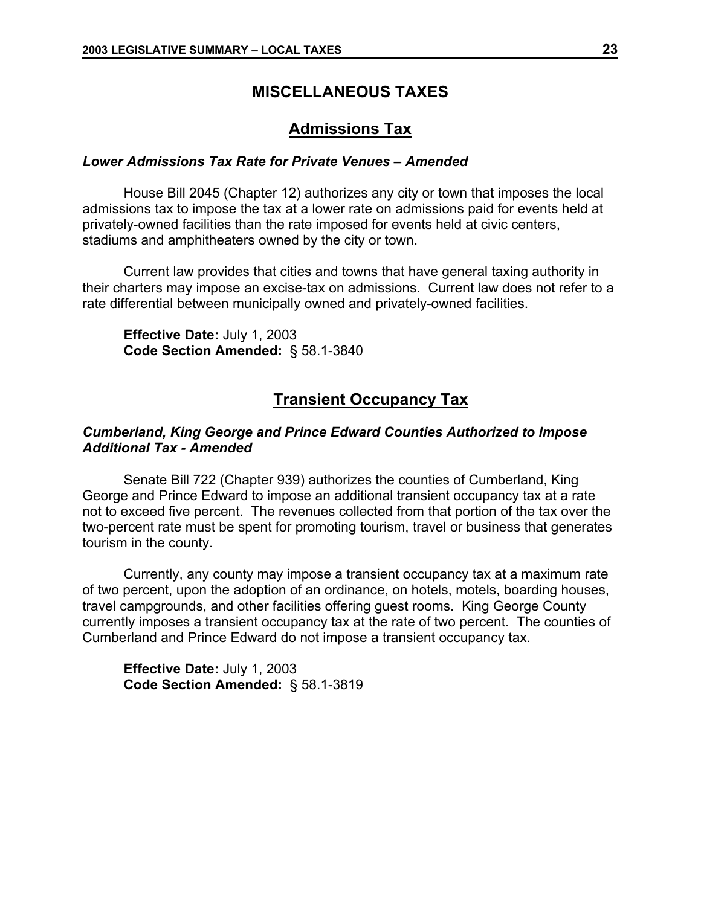# MISCELLANEOUS TAXES

## Admissions Tax

### *Lower Admissions Tax Rate for Private Venues – Amended*

House Bill 2045 (Chapter 12) authorizes any city or town that imposes the local admissions tax to impose the tax at a lower rate on admissions paid for events held at privately-owned facilities than the rate imposed for events held at civic centers, stadiums and amphitheaters owned by the city or town.

Current law provides that cities and towns that have general taxing authority in their charters may impose an excise-tax on admissions. Current law does not refer to a rate differential between municipally owned and privately-owned facilities.

**Effective Date:** July 1, 2003
**Code Section Amended:** § 58.1-3840

## Transient Occupancy Tax

### *Cumberland, King George and Prince Edward Counties Authorized to Impose Additional Tax - Amended*

Senate Bill 722 (Chapter 939) authorizes the counties of Cumberland, King George and Prince Edward to impose an additional transient occupancy tax at a rate not to exceed five percent. The revenues collected from that portion of the tax over the two-percent rate must be spent for promoting tourism, travel or business that generates tourism in the county.

Currently, any county may impose a transient occupancy tax at a maximum rate of two percent, upon the adoption of an ordinance, on hotels, motels, boarding houses, travel campgrounds, and other facilities offering guest rooms. King George County currently imposes a transient occupancy tax at the rate of two percent. The counties of Cumberland and Prince Edward do not impose a transient occupancy tax.

**Effective Date:** July 1, 2003
**Code Section Amended:** § 58.1-3819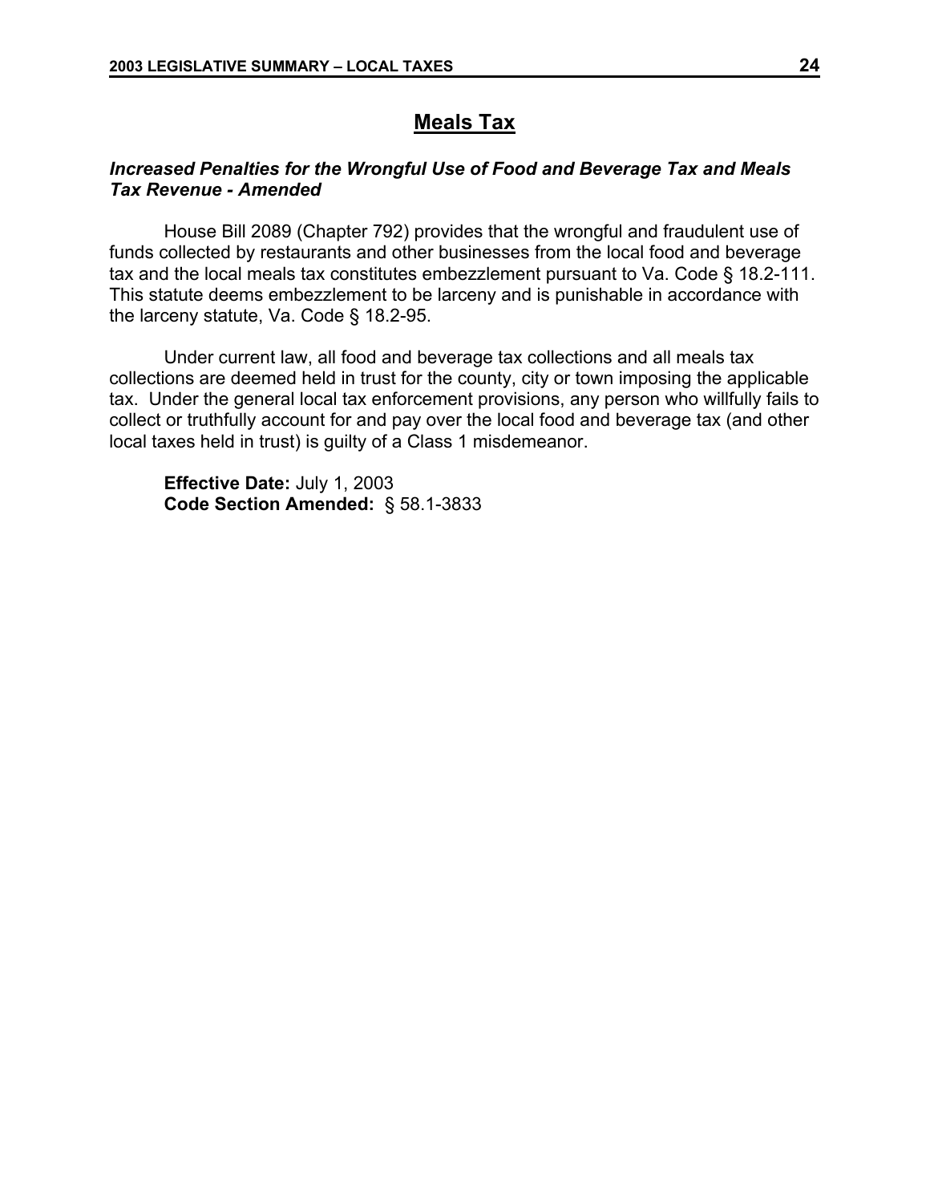## Meals Tax

***Increased Penalties for the Wrongful Use of Food and Beverage Tax and Meals Tax Revenue - Amended***

House Bill 2089 (Chapter 792) provides that the wrongful and fraudulent use of funds collected by restaurants and other businesses from the local food and beverage tax and the local meals tax constitutes embezzlement pursuant to Va. Code § 18.2-111. This statute deems embezzlement to be larceny and is punishable in accordance with the larceny statute, Va. Code § 18.2-95.

Under current law, all food and beverage tax collections and all meals tax collections are deemed held in trust for the county, city or town imposing the applicable tax. Under the general local tax enforcement provisions, any person who willfully fails to collect or truthfully account for and pay over the local food and beverage tax (and other local taxes held in trust) is guilty of a Class 1 misdemeanor.

**Effective Date:** July 1, 2003
**Code Section Amended:** § 58.1-3833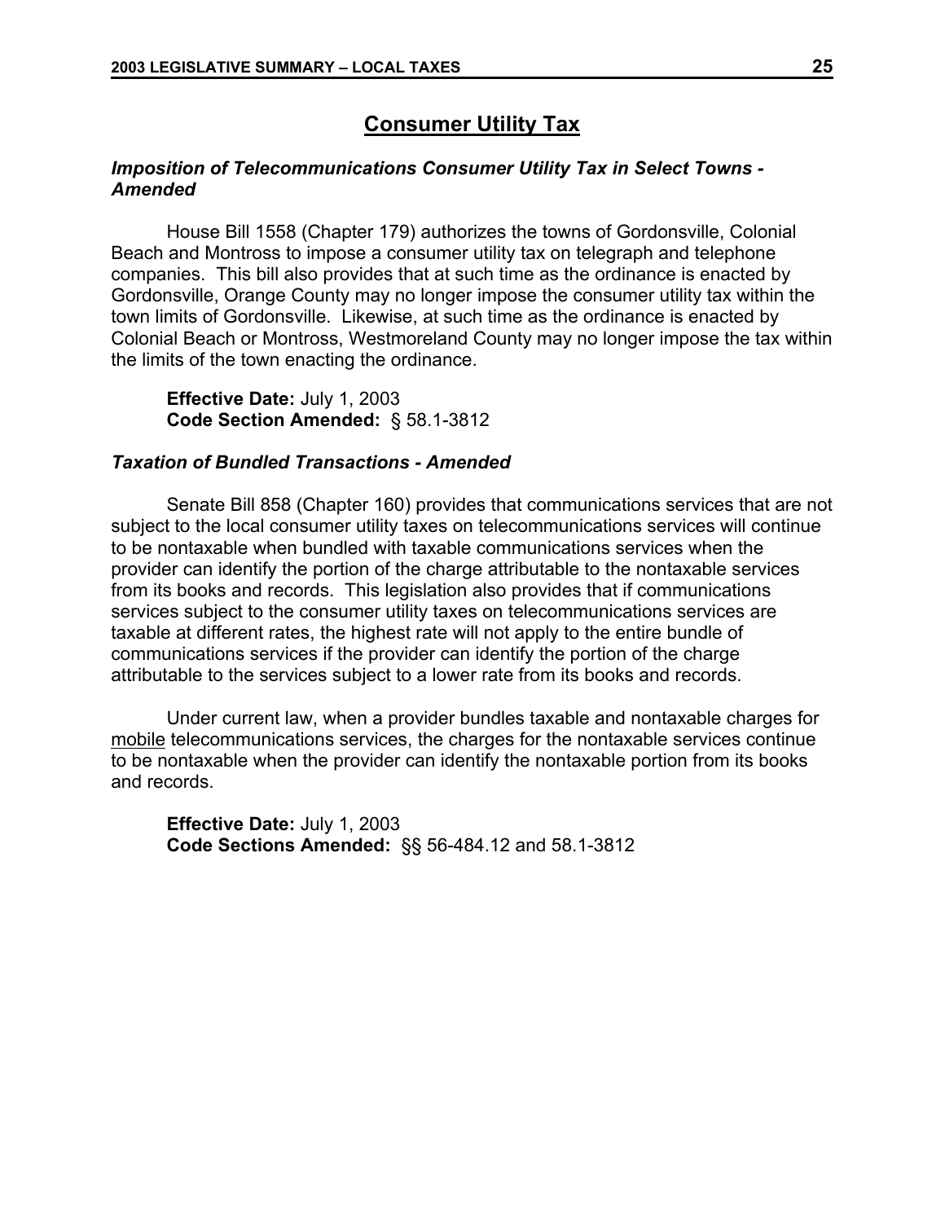## Consumer Utility Tax

### *Imposition of Telecommunications Consumer Utility Tax in Select Towns - Amended*

House Bill 1558 (Chapter 179) authorizes the towns of Gordonsville, Colonial Beach and Montross to impose a consumer utility tax on telegraph and telephone companies. This bill also provides that at such time as the ordinance is enacted by Gordonsville, Orange County may no longer impose the consumer utility tax within the town limits of Gordonsville. Likewise, at such time as the ordinance is enacted by Colonial Beach or Montross, Westmoreland County may no longer impose the tax within the limits of the town enacting the ordinance.

**Effective Date:** July 1, 2003
**Code Section Amended:** § 58.1-3812

### *Taxation of Bundled Transactions - Amended*

Senate Bill 858 (Chapter 160) provides that communications services that are not subject to the local consumer utility taxes on telecommunications services will continue to be nontaxable when bundled with taxable communications services when the provider can identify the portion of the charge attributable to the nontaxable services from its books and records. This legislation also provides that if communications services subject to the consumer utility taxes on telecommunications services are taxable at different rates, the highest rate will not apply to the entire bundle of communications services if the provider can identify the portion of the charge attributable to the services subject to a lower rate from its books and records.

Under current law, when a provider bundles taxable and nontaxable charges for <u>mobile</u> telecommunications services, the charges for the nontaxable services continue to be nontaxable when the provider can identify the nontaxable portion from its books and records.

**Effective Date:** July 1, 2003
**Code Sections Amended:** §§ 56-484.12 and 58.1-3812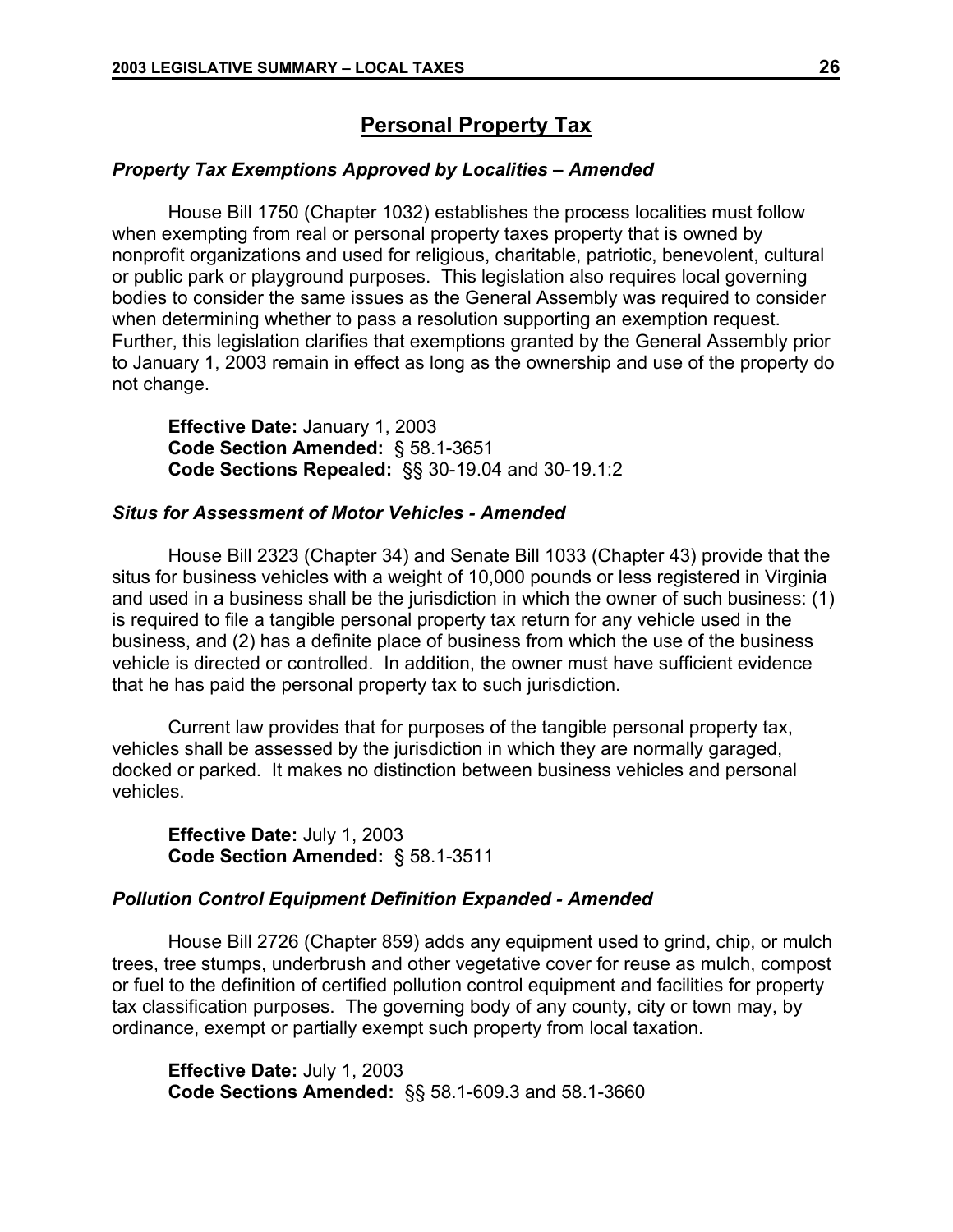## Personal Property Tax

### *Property Tax Exemptions Approved by Localities – Amended*

House Bill 1750 (Chapter 1032) establishes the process localities must follow when exempting from real or personal property taxes property that is owned by nonprofit organizations and used for religious, charitable, patriotic, benevolent, cultural or public park or playground purposes. This legislation also requires local governing bodies to consider the same issues as the General Assembly was required to consider when determining whether to pass a resolution supporting an exemption request. Further, this legislation clarifies that exemptions granted by the General Assembly prior to January 1, 2003 remain in effect as long as the ownership and use of the property do not change.

**Effective Date:** January 1, 2003
**Code Section Amended:** § 58.1-3651
**Code Sections Repealed:** §§ 30-19.04 and 30-19.1:2

### *Situs for Assessment of Motor Vehicles - Amended*

House Bill 2323 (Chapter 34) and Senate Bill 1033 (Chapter 43) provide that the situs for business vehicles with a weight of 10,000 pounds or less registered in Virginia and used in a business shall be the jurisdiction in which the owner of such business: (1) is required to file a tangible personal property tax return for any vehicle used in the business, and (2) has a definite place of business from which the use of the business vehicle is directed or controlled. In addition, the owner must have sufficient evidence that he has paid the personal property tax to such jurisdiction.

Current law provides that for purposes of the tangible personal property tax, vehicles shall be assessed by the jurisdiction in which they are normally garaged, docked or parked. It makes no distinction between business vehicles and personal vehicles.

**Effective Date:** July 1, 2003
**Code Section Amended:** § 58.1-3511

### *Pollution Control Equipment Definition Expanded - Amended*

House Bill 2726 (Chapter 859) adds any equipment used to grind, chip, or mulch trees, tree stumps, underbrush and other vegetative cover for reuse as mulch, compost or fuel to the definition of certified pollution control equipment and facilities for property tax classification purposes. The governing body of any county, city or town may, by ordinance, exempt or partially exempt such property from local taxation.

**Effective Date:** July 1, 2003
**Code Sections Amended:** §§ 58.1-609.3 and 58.1-3660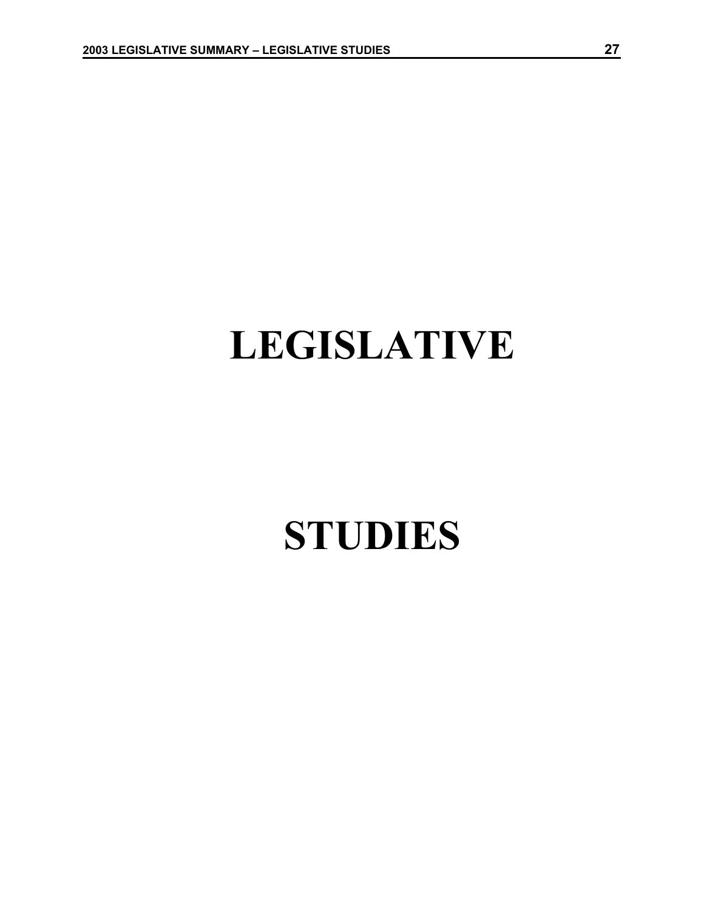# LEGISLATIVE

# STUDIES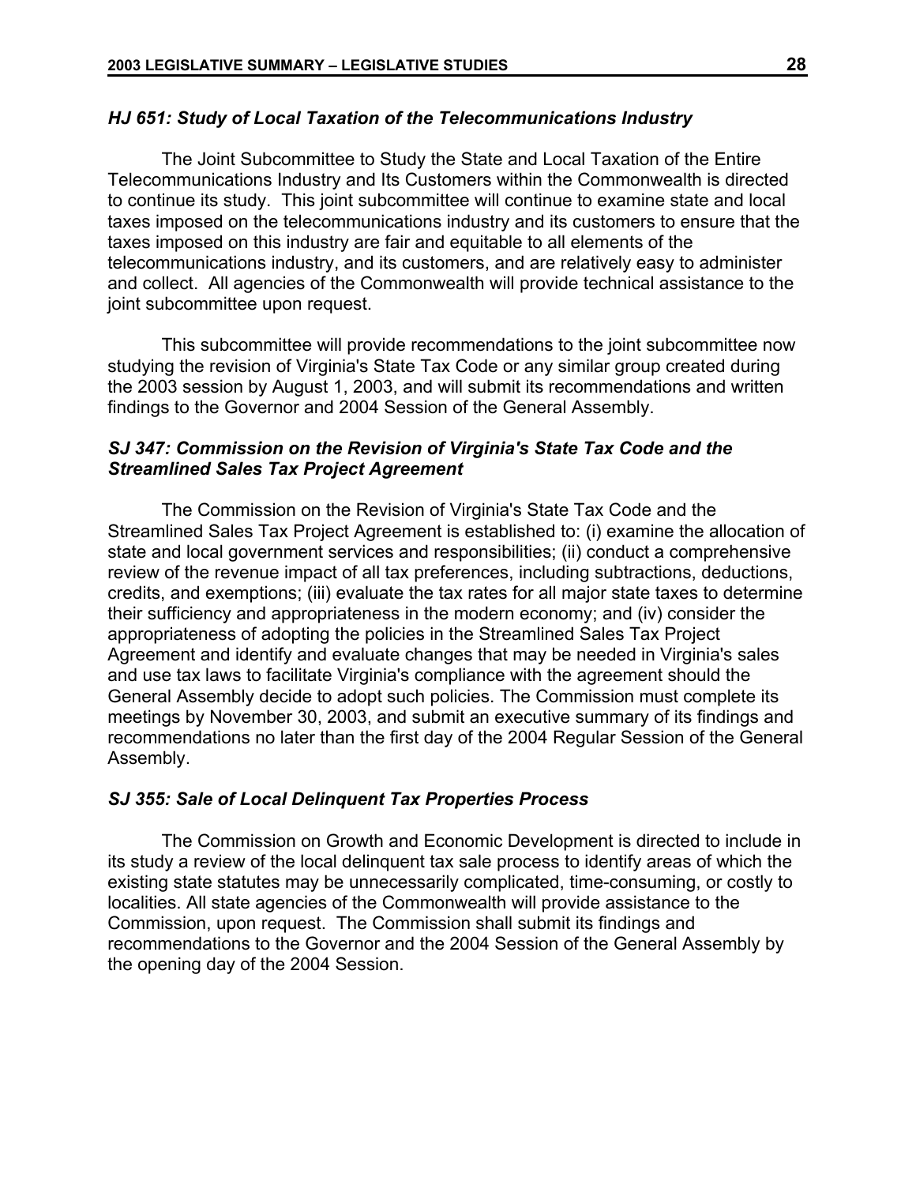### *HJ 651: Study of Local Taxation of the Telecommunications Industry*

The Joint Subcommittee to Study the State and Local Taxation of the Entire Telecommunications Industry and Its Customers within the Commonwealth is directed to continue its study. This joint subcommittee will continue to examine state and local taxes imposed on the telecommunications industry and its customers to ensure that the taxes imposed on this industry are fair and equitable to all elements of the telecommunications industry, and its customers, and are relatively easy to administer and collect. All agencies of the Commonwealth will provide technical assistance to the joint subcommittee upon request.

This subcommittee will provide recommendations to the joint subcommittee now studying the revision of Virginia's State Tax Code or any similar group created during the 2003 session by August 1, 2003, and will submit its recommendations and written findings to the Governor and 2004 Session of the General Assembly.

### *SJ 347: Commission on the Revision of Virginia's State Tax Code and the Streamlined Sales Tax Project Agreement*

The Commission on the Revision of Virginia's State Tax Code and the Streamlined Sales Tax Project Agreement is established to: (i) examine the allocation of state and local government services and responsibilities; (ii) conduct a comprehensive review of the revenue impact of all tax preferences, including subtractions, deductions, credits, and exemptions; (iii) evaluate the tax rates for all major state taxes to determine their sufficiency and appropriateness in the modern economy; and (iv) consider the appropriateness of adopting the policies in the Streamlined Sales Tax Project Agreement and identify and evaluate changes that may be needed in Virginia's sales and use tax laws to facilitate Virginia's compliance with the agreement should the General Assembly decide to adopt such policies. The Commission must complete its meetings by November 30, 2003, and submit an executive summary of its findings and recommendations no later than the first day of the 2004 Regular Session of the General Assembly.

### *SJ 355: Sale of Local Delinquent Tax Properties Process*

The Commission on Growth and Economic Development is directed to include in its study a review of the local delinquent tax sale process to identify areas of which the existing state statutes may be unnecessarily complicated, time-consuming, or costly to localities. All state agencies of the Commonwealth will provide assistance to the Commission, upon request. The Commission shall submit its findings and recommendations to the Governor and the 2004 Session of the General Assembly by the opening day of the 2004 Session.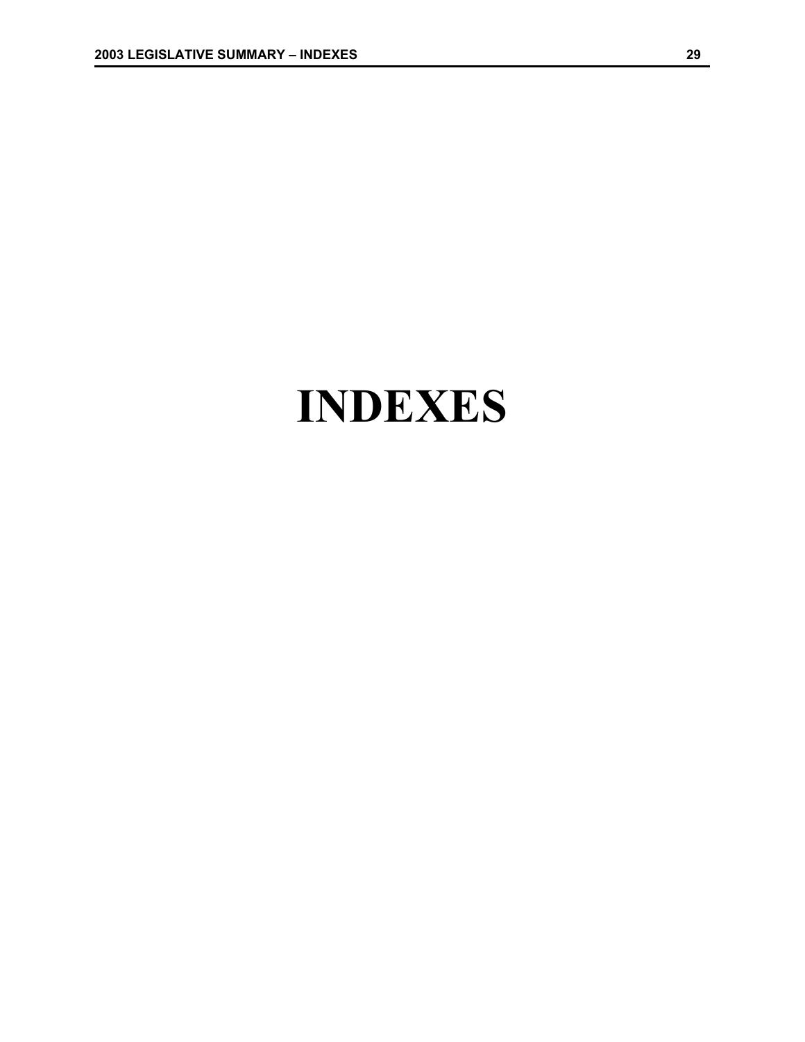# INDEXES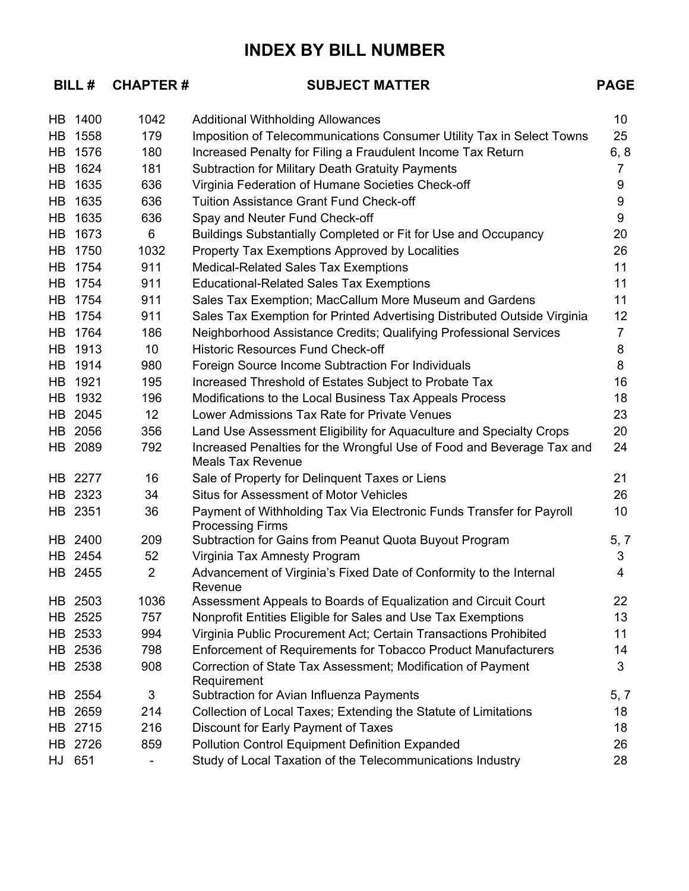# INDEX BY BILL NUMBER

| BILL # | CHAPTER # | SUBJECT MATTER | PAGE |
|---|---|---|---|
| HB 1400 | 1042 | Additional Withholding Allowances | 10 |
| HB 1558 | 179 | Imposition of Telecommunications Consumer Utility Tax in Select Towns | 25 |
| HB 1576 | 180 | Increased Penalty for Filing a Fraudulent Income Tax Return | 6, 8 |
| HB 1624 | 181 | Subtraction for Military Death Gratuity Payments | 7 |
| HB 1635 | 636 | Virginia Federation of Humane Societies Check-off | 9 |
| HB 1635 | 636 | Tuition Assistance Grant Fund Check-off | 9 |
| HB 1635 | 636 | Spay and Neuter Fund Check-off | 9 |
| HB 1673 | 6 | Buildings Substantially Completed or Fit for Use and Occupancy | 20 |
| HB 1750 | 1032 | Property Tax Exemptions Approved by Localities | 26 |
| HB 1754 | 911 | Medical-Related Sales Tax Exemptions | 11 |
| HB 1754 | 911 | Educational-Related Sales Tax Exemptions | 11 |
| HB 1754 | 911 | Sales Tax Exemption; MacCallum More Museum and Gardens | 11 |
| HB 1754 | 911 | Sales Tax Exemption for Printed Advertising Distributed Outside Virginia | 12 |
| HB 1764 | 186 | Neighborhood Assistance Credits; Qualifying Professional Services | 7 |
| HB 1913 | 10 | Historic Resources Fund Check-off | 8 |
| HB 1914 | 980 | Foreign Source Income Subtraction For Individuals | 8 |
| HB 1921 | 195 | Increased Threshold of Estates Subject to Probate Tax | 16 |
| HB 1932 | 196 | Modifications to the Local Business Tax Appeals Process | 18 |
| HB 2045 | 12 | Lower Admissions Tax Rate for Private Venues | 23 |
| HB 2056 | 356 | Land Use Assessment Eligibility for Aquaculture and Specialty Crops | 20 |
| HB 2089 | 792 | Increased Penalties for the Wrongful Use of Food and Beverage Tax and Meals Tax Revenue | 24 |
| HB 2277 | 16 | Sale of Property for Delinquent Taxes or Liens | 21 |
| HB 2323 | 34 | Situs for Assessment of Motor Vehicles | 26 |
| HB 2351 | 36 | Payment of Withholding Tax Via Electronic Funds Transfer for Payroll Processing Firms | 10 |
| HB 2400 | 209 | Subtraction for Gains from Peanut Quota Buyout Program | 5, 7 |
| HB 2454 | 52 | Virginia Tax Amnesty Program | 3 |
| HB 2455 | 2 | Advancement of Virginia's Fixed Date of Conformity to the Internal Revenue | 4 |
| HB 2503 | 1036 | Assessment Appeals to Boards of Equalization and Circuit Court | 22 |
| HB 2525 | 757 | Nonprofit Entities Eligible for Sales and Use Tax Exemptions | 13 |
| HB 2533 | 994 | Virginia Public Procurement Act; Certain Transactions Prohibited | 11 |
| HB 2536 | 798 | Enforcement of Requirements for Tobacco Product Manufacturers | 14 |
| HB 2538 | 908 | Correction of State Tax Assessment; Modification of Payment Requirement | 3 |
| HB 2554 | 3 | Subtraction for Avian Influenza Payments | 5, 7 |
| HB 2659 | 214 | Collection of Local Taxes; Extending the Statute of Limitations | 18 |
| HB 2715 | 216 | Discount for Early Payment of Taxes | 18 |
| HB 2726 | 859 | Pollution Control Equipment Definition Expanded | 26 |
| HJ 651 | - | Study of Local Taxation of the Telecommunications Industry | 28 |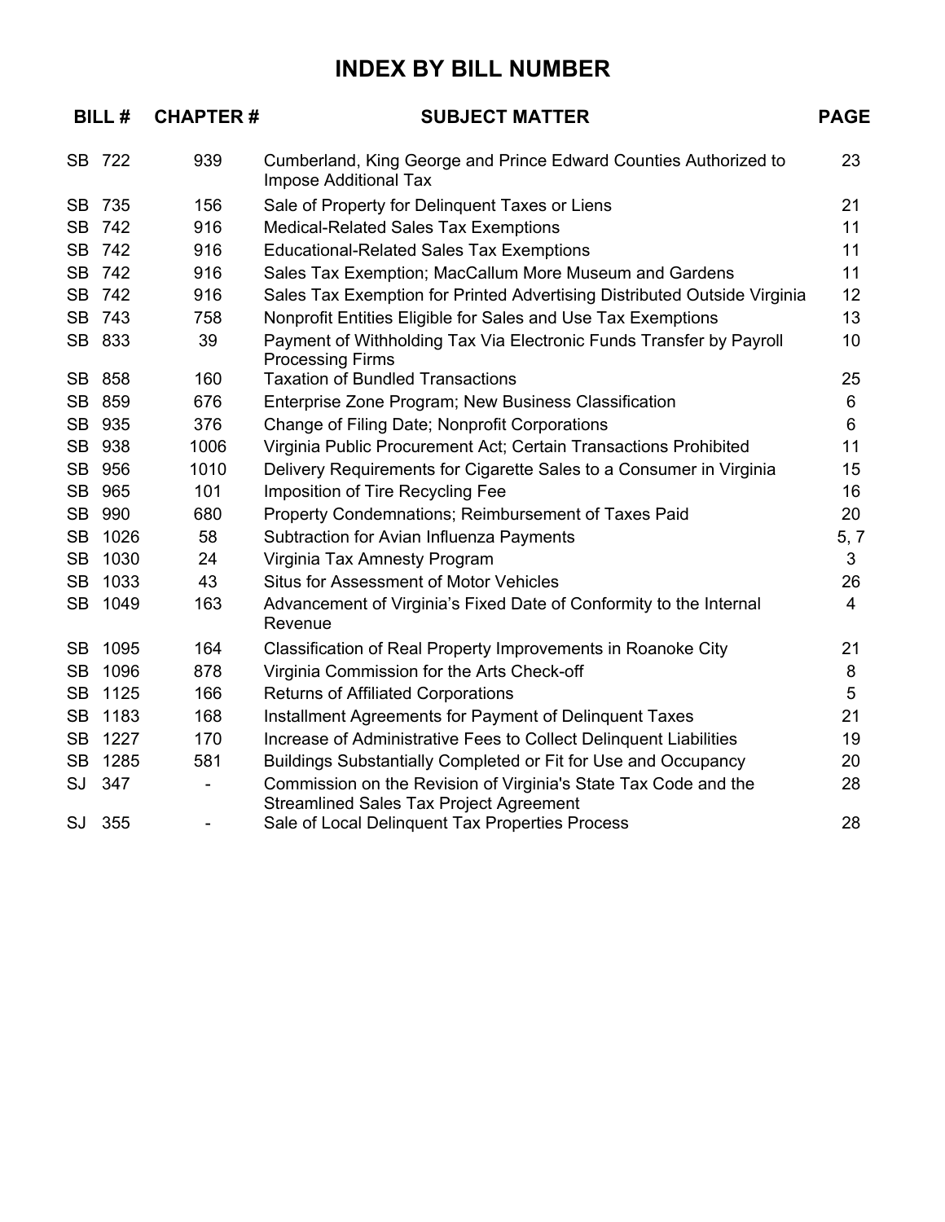# INDEX BY BILL NUMBER

| BILL # | CHAPTER # | SUBJECT MATTER | PAGE |
|---|---|---|---|
| SB 722 | 939 | Cumberland, King George and Prince Edward Counties Authorized to Impose Additional Tax | 23 |
| SB 735 | 156 | Sale of Property for Delinquent Taxes or Liens | 21 |
| SB 742 | 916 | Medical-Related Sales Tax Exemptions | 11 |
| SB 742 | 916 | Educational-Related Sales Tax Exemptions | 11 |
| SB 742 | 916 | Sales Tax Exemption; MacCallum More Museum and Gardens | 11 |
| SB 742 | 916 | Sales Tax Exemption for Printed Advertising Distributed Outside Virginia | 12 |
| SB 743 | 758 | Nonprofit Entities Eligible for Sales and Use Tax Exemptions | 13 |
| SB 833 | 39 | Payment of Withholding Tax Via Electronic Funds Transfer by Payroll Processing Firms | 10 |
| SB 858 | 160 | Taxation of Bundled Transactions | 25 |
| SB 859 | 676 | Enterprise Zone Program; New Business Classification | 6 |
| SB 935 | 376 | Change of Filing Date; Nonprofit Corporations | 6 |
| SB 938 | 1006 | Virginia Public Procurement Act; Certain Transactions Prohibited | 11 |
| SB 956 | 1010 | Delivery Requirements for Cigarette Sales to a Consumer in Virginia | 15 |
| SB 965 | 101 | Imposition of Tire Recycling Fee | 16 |
| SB 990 | 680 | Property Condemnations; Reimbursement of Taxes Paid | 20 |
| SB 1026 | 58 | Subtraction for Avian Influenza Payments | 5, 7 |
| SB 1030 | 24 | Virginia Tax Amnesty Program | 3 |
| SB 1033 | 43 | Situs for Assessment of Motor Vehicles | 26 |
| SB 1049 | 163 | Advancement of Virginia's Fixed Date of Conformity to the Internal Revenue | 4 |
| SB 1095 | 164 | Classification of Real Property Improvements in Roanoke City | 21 |
| SB 1096 | 878 | Virginia Commission for the Arts Check-off | 8 |
| SB 1125 | 166 | Returns of Affiliated Corporations | 5 |
| SB 1183 | 168 | Installment Agreements for Payment of Delinquent Taxes | 21 |
| SB 1227 | 170 | Increase of Administrative Fees to Collect Delinquent Liabilities | 19 |
| SB 1285 | 581 | Buildings Substantially Completed or Fit for Use and Occupancy | 20 |
| SJ 347 | - | Commission on the Revision of Virginia's State Tax Code and the Streamlined Sales Tax Project Agreement | 28 |
| SJ 355 | - | Sale of Local Delinquent Tax Properties Process | 28 |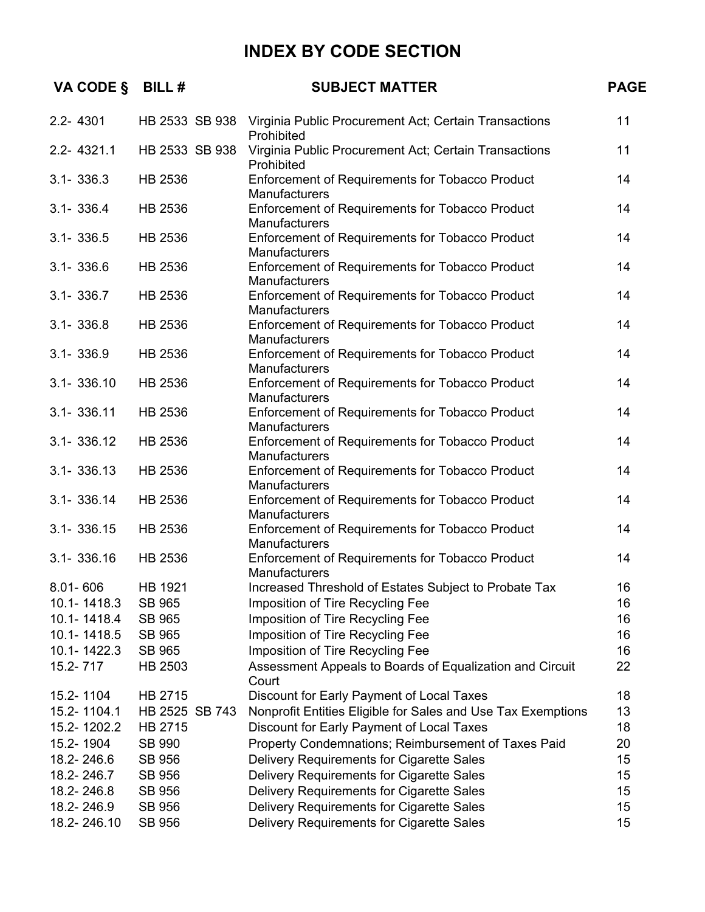# INDEX BY CODE SECTION

| VA CODE § | BILL # | SUBJECT MATTER | PAGE |
|---|---|---|---|
| 2.2- 4301 | HB 2533 SB 938 | Virginia Public Procurement Act; Certain Transactions Prohibited | 11 |
| 2.2- 4321.1 | HB 2533 SB 938 | Virginia Public Procurement Act; Certain Transactions Prohibited | 11 |
| 3.1- 336.3 | HB 2536 | Enforcement of Requirements for Tobacco Product Manufacturers | 14 |
| 3.1- 336.4 | HB 2536 | Enforcement of Requirements for Tobacco Product Manufacturers | 14 |
| 3.1- 336.5 | HB 2536 | Enforcement of Requirements for Tobacco Product Manufacturers | 14 |
| 3.1- 336.6 | HB 2536 | Enforcement of Requirements for Tobacco Product Manufacturers | 14 |
| 3.1- 336.7 | HB 2536 | Enforcement of Requirements for Tobacco Product Manufacturers | 14 |
| 3.1- 336.8 | HB 2536 | Enforcement of Requirements for Tobacco Product Manufacturers | 14 |
| 3.1- 336.9 | HB 2536 | Enforcement of Requirements for Tobacco Product Manufacturers | 14 |
| 3.1- 336.10 | HB 2536 | Enforcement of Requirements for Tobacco Product Manufacturers | 14 |
| 3.1- 336.11 | HB 2536 | Enforcement of Requirements for Tobacco Product Manufacturers | 14 |
| 3.1- 336.12 | HB 2536 | Enforcement of Requirements for Tobacco Product Manufacturers | 14 |
| 3.1- 336.13 | HB 2536 | Enforcement of Requirements for Tobacco Product Manufacturers | 14 |
| 3.1- 336.14 | HB 2536 | Enforcement of Requirements for Tobacco Product Manufacturers | 14 |
| 3.1- 336.15 | HB 2536 | Enforcement of Requirements for Tobacco Product Manufacturers | 14 |
| 3.1- 336.16 | HB 2536 | Enforcement of Requirements for Tobacco Product Manufacturers | 14 |
| 8.01- 606 | HB 1921 | Increased Threshold of Estates Subject to Probate Tax | 16 |
| 10.1- 1418.3 | SB 965 | Imposition of Tire Recycling Fee | 16 |
| 10.1- 1418.4 | SB 965 | Imposition of Tire Recycling Fee | 16 |
| 10.1- 1418.5 | SB 965 | Imposition of Tire Recycling Fee | 16 |
| 10.1- 1422.3 | SB 965 | Imposition of Tire Recycling Fee | 16 |
| 15.2- 717 | HB 2503 | Assessment Appeals to Boards of Equalization and Circuit Court | 22 |
| 15.2- 1104 | HB 2715 | Discount for Early Payment of Local Taxes | 18 |
| 15.2- 1104.1 | HB 2525 SB 743 | Nonprofit Entities Eligible for Sales and Use Tax Exemptions | 13 |
| 15.2- 1202.2 | HB 2715 | Discount for Early Payment of Local Taxes | 18 |
| 15.2- 1904 | SB 990 | Property Condemnations; Reimbursement of Taxes Paid | 20 |
| 18.2- 246.6 | SB 956 | Delivery Requirements for Cigarette Sales | 15 |
| 18.2- 246.7 | SB 956 | Delivery Requirements for Cigarette Sales | 15 |
| 18.2- 246.8 | SB 956 | Delivery Requirements for Cigarette Sales | 15 |
| 18.2- 246.9 | SB 956 | Delivery Requirements for Cigarette Sales | 15 |
| 18.2- 246.10 | SB 956 | Delivery Requirements for Cigarette Sales | 15 |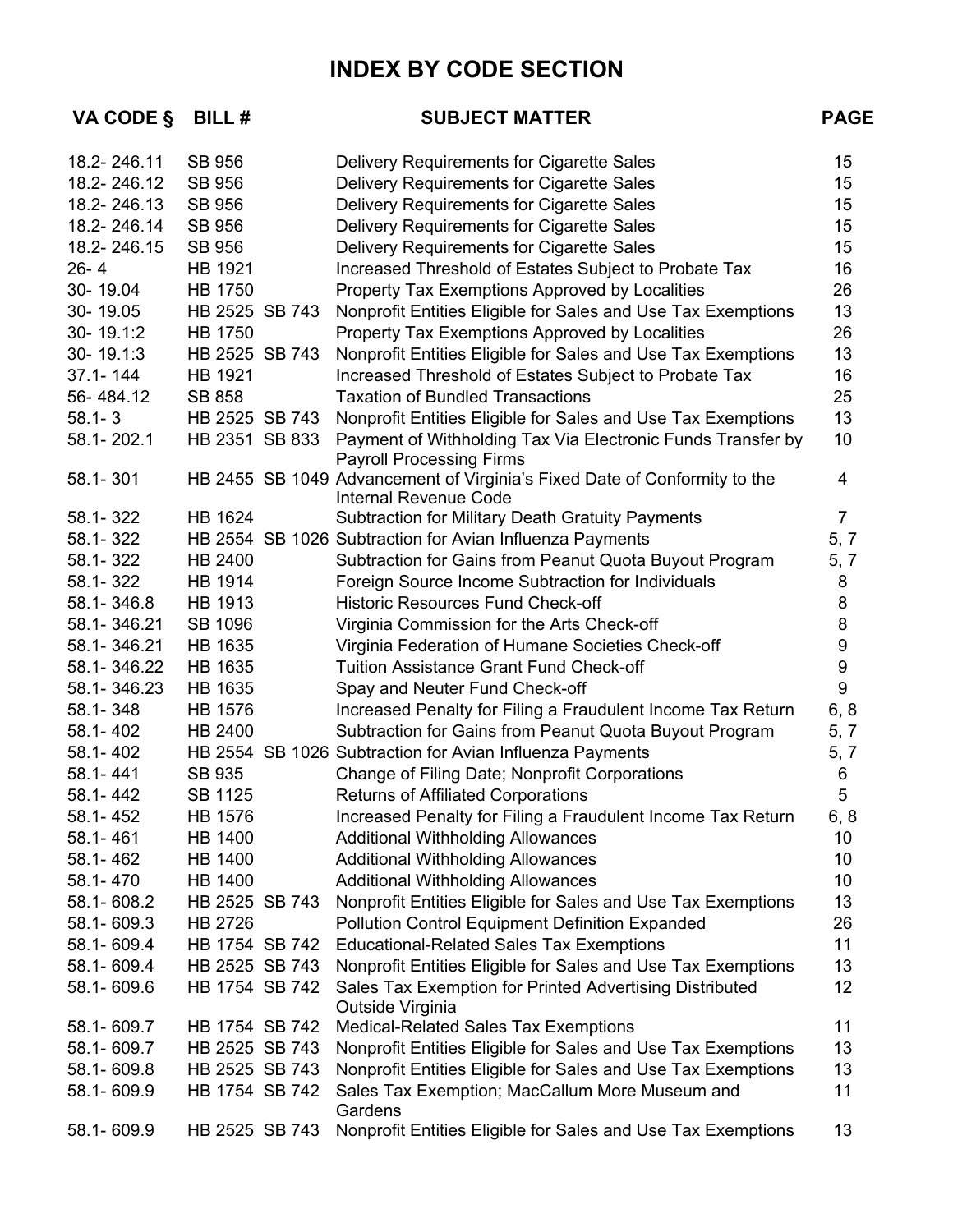# INDEX BY CODE SECTION

| VA CODE § | BILL # | SUBJECT MATTER | PAGE |
|---|---|---|---|
| 18.2- 246.11 | SB 956 | Delivery Requirements for Cigarette Sales | 15 |
| 18.2- 246.12 | SB 956 | Delivery Requirements for Cigarette Sales | 15 |
| 18.2- 246.13 | SB 956 | Delivery Requirements for Cigarette Sales | 15 |
| 18.2- 246.14 | SB 956 | Delivery Requirements for Cigarette Sales | 15 |
| 18.2- 246.15 | SB 956 | Delivery Requirements for Cigarette Sales | 15 |
| 26- 4 | HB 1921 | Increased Threshold of Estates Subject to Probate Tax | 16 |
| 30- 19.04 | HB 1750 | Property Tax Exemptions Approved by Localities | 26 |
| 30- 19.05 | HB 2525 SB 743 | Nonprofit Entities Eligible for Sales and Use Tax Exemptions | 13 |
| 30- 19.1:2 | HB 1750 | Property Tax Exemptions Approved by Localities | 26 |
| 30- 19.1:3 | HB 2525 SB 743 | Nonprofit Entities Eligible for Sales and Use Tax Exemptions | 13 |
| 37.1- 144 | HB 1921 | Increased Threshold of Estates Subject to Probate Tax | 16 |
| 56- 484.12 | SB 858 | Taxation of Bundled Transactions | 25 |
| 58.1- 3 | HB 2525 SB 743 | Nonprofit Entities Eligible for Sales and Use Tax Exemptions | 13 |
| 58.1- 202.1 | HB 2351 SB 833 | Payment of Withholding Tax Via Electronic Funds Transfer by Payroll Processing Firms | 10 |
| 58.1- 301 | HB 2455 SB 1049 | Advancement of Virginia's Fixed Date of Conformity to the Internal Revenue Code | 4 |
| 58.1- 322 | HB 1624 | Subtraction for Military Death Gratuity Payments | 7 |
| 58.1- 322 | HB 2554 SB 1026 | Subtraction for Avian Influenza Payments | 5, 7 |
| 58.1- 322 | HB 2400 | Subtraction for Gains from Peanut Quota Buyout Program | 5, 7 |
| 58.1- 322 | HB 1914 | Foreign Source Income Subtraction for Individuals | 8 |
| 58.1- 346.8 | HB 1913 | Historic Resources Fund Check-off | 8 |
| 58.1- 346.21 | SB 1096 | Virginia Commission for the Arts Check-off | 8 |
| 58.1- 346.21 | HB 1635 | Virginia Federation of Humane Societies Check-off | 9 |
| 58.1- 346.22 | HB 1635 | Tuition Assistance Grant Fund Check-off | 9 |
| 58.1- 346.23 | HB 1635 | Spay and Neuter Fund Check-off | 9 |
| 58.1- 348 | HB 1576 | Increased Penalty for Filing a Fraudulent Income Tax Return | 6, 8 |
| 58.1- 402 | HB 2400 | Subtraction for Gains from Peanut Quota Buyout Program | 5, 7 |
| 58.1- 402 | HB 2554 SB 1026 | Subtraction for Avian Influenza Payments | 5, 7 |
| 58.1- 441 | SB 935 | Change of Filing Date; Nonprofit Corporations | 6 |
| 58.1- 442 | SB 1125 | Returns of Affiliated Corporations | 5 |
| 58.1- 452 | HB 1576 | Increased Penalty for Filing a Fraudulent Income Tax Return | 6, 8 |
| 58.1- 461 | HB 1400 | Additional Withholding Allowances | 10 |
| 58.1- 462 | HB 1400 | Additional Withholding Allowances | 10 |
| 58.1- 470 | HB 1400 | Additional Withholding Allowances | 10 |
| 58.1- 608.2 | HB 2525 SB 743 | Nonprofit Entities Eligible for Sales and Use Tax Exemptions | 13 |
| 58.1- 609.3 | HB 2726 | Pollution Control Equipment Definition Expanded | 26 |
| 58.1- 609.4 | HB 1754 SB 742 | Educational-Related Sales Tax Exemptions | 11 |
| 58.1- 609.4 | HB 2525 SB 743 | Nonprofit Entities Eligible for Sales and Use Tax Exemptions | 13 |
| 58.1- 609.6 | HB 1754 SB 742 | Sales Tax Exemption for Printed Advertising Distributed Outside Virginia | 12 |
| 58.1- 609.7 | HB 1754 SB 742 | Medical-Related Sales Tax Exemptions | 11 |
| 58.1- 609.7 | HB 2525 SB 743 | Nonprofit Entities Eligible for Sales and Use Tax Exemptions | 13 |
| 58.1- 609.8 | HB 2525 SB 743 | Nonprofit Entities Eligible for Sales and Use Tax Exemptions | 13 |
| 58.1- 609.9 | HB 1754 SB 742 | Sales Tax Exemption; MacCallum More Museum and Gardens | 11 |
| 58.1- 609.9 | HB 2525 SB 743 | Nonprofit Entities Eligible for Sales and Use Tax Exemptions | 13 |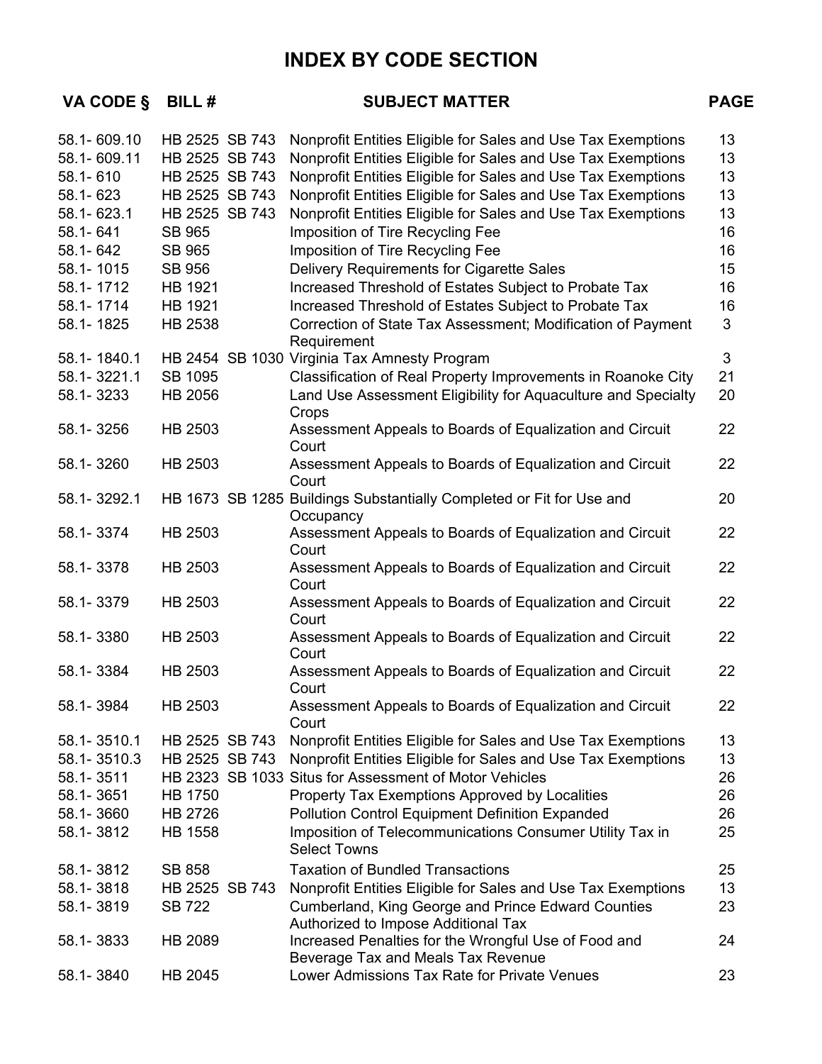# INDEX BY CODE SECTION

| VA CODE § | BILL # | SUBJECT MATTER | PAGE |
|---|---|---|---|
| 58.1- 609.10 | HB 2525 SB 743 | Nonprofit Entities Eligible for Sales and Use Tax Exemptions | 13 |
| 58.1- 609.11 | HB 2525 SB 743 | Nonprofit Entities Eligible for Sales and Use Tax Exemptions | 13 |
| 58.1- 610 | HB 2525 SB 743 | Nonprofit Entities Eligible for Sales and Use Tax Exemptions | 13 |
| 58.1- 623 | HB 2525 SB 743 | Nonprofit Entities Eligible for Sales and Use Tax Exemptions | 13 |
| 58.1- 623.1 | HB 2525 SB 743 | Nonprofit Entities Eligible for Sales and Use Tax Exemptions | 13 |
| 58.1- 641 | SB 965 | Imposition of Tire Recycling Fee | 16 |
| 58.1- 642 | SB 965 | Imposition of Tire Recycling Fee | 16 |
| 58.1- 1015 | SB 956 | Delivery Requirements for Cigarette Sales | 15 |
| 58.1- 1712 | HB 1921 | Increased Threshold of Estates Subject to Probate Tax | 16 |
| 58.1- 1714 | HB 1921 | Increased Threshold of Estates Subject to Probate Tax | 16 |
| 58.1- 1825 | HB 2538 | Correction of State Tax Assessment; Modification of Payment Requirement | 3 |
| 58.1- 1840.1 | HB 2454 SB 1030 | Virginia Tax Amnesty Program | 3 |
| 58.1- 3221.1 | SB 1095 | Classification of Real Property Improvements in Roanoke City | 21 |
| 58.1- 3233 | HB 2056 | Land Use Assessment Eligibility for Aquaculture and Specialty Crops | 20 |
| 58.1- 3256 | HB 2503 | Assessment Appeals to Boards of Equalization and Circuit Court | 22 |
| 58.1- 3260 | HB 2503 | Assessment Appeals to Boards of Equalization and Circuit Court | 22 |
| 58.1- 3292.1 | HB 1673 SB 1285 | Buildings Substantially Completed or Fit for Use and Occupancy | 20 |
| 58.1- 3374 | HB 2503 | Assessment Appeals to Boards of Equalization and Circuit Court | 22 |
| 58.1- 3378 | HB 2503 | Assessment Appeals to Boards of Equalization and Circuit Court | 22 |
| 58.1- 3379 | HB 2503 | Assessment Appeals to Boards of Equalization and Circuit Court | 22 |
| 58.1- 3380 | HB 2503 | Assessment Appeals to Boards of Equalization and Circuit Court | 22 |
| 58.1- 3384 | HB 2503 | Assessment Appeals to Boards of Equalization and Circuit Court | 22 |
| 58.1- 3984 | HB 2503 | Assessment Appeals to Boards of Equalization and Circuit Court | 22 |
| 58.1- 3510.1 | HB 2525 SB 743 | Nonprofit Entities Eligible for Sales and Use Tax Exemptions | 13 |
| 58.1- 3510.3 | HB 2525 SB 743 | Nonprofit Entities Eligible for Sales and Use Tax Exemptions | 13 |
| 58.1- 3511 | HB 2323 SB 1033 | Situs for Assessment of Motor Vehicles | 26 |
| 58.1- 3651 | HB 1750 | Property Tax Exemptions Approved by Localities | 26 |
| 58.1- 3660 | HB 2726 | Pollution Control Equipment Definition Expanded | 26 |
| 58.1- 3812 | HB 1558 | Imposition of Telecommunications Consumer Utility Tax in Select Towns | 25 |
| 58.1- 3812 | SB 858 | Taxation of Bundled Transactions | 25 |
| 58.1- 3818 | HB 2525 SB 743 | Nonprofit Entities Eligible for Sales and Use Tax Exemptions | 13 |
| 58.1- 3819 | SB 722 | Cumberland, King George and Prince Edward Counties Authorized to Impose Additional Tax | 23 |
| 58.1- 3833 | HB 2089 | Increased Penalties for the Wrongful Use of Food and Beverage Tax and Meals Tax Revenue | 24 |
| 58.1- 3840 | HB 2045 | Lower Admissions Tax Rate for Private Venues | 23 |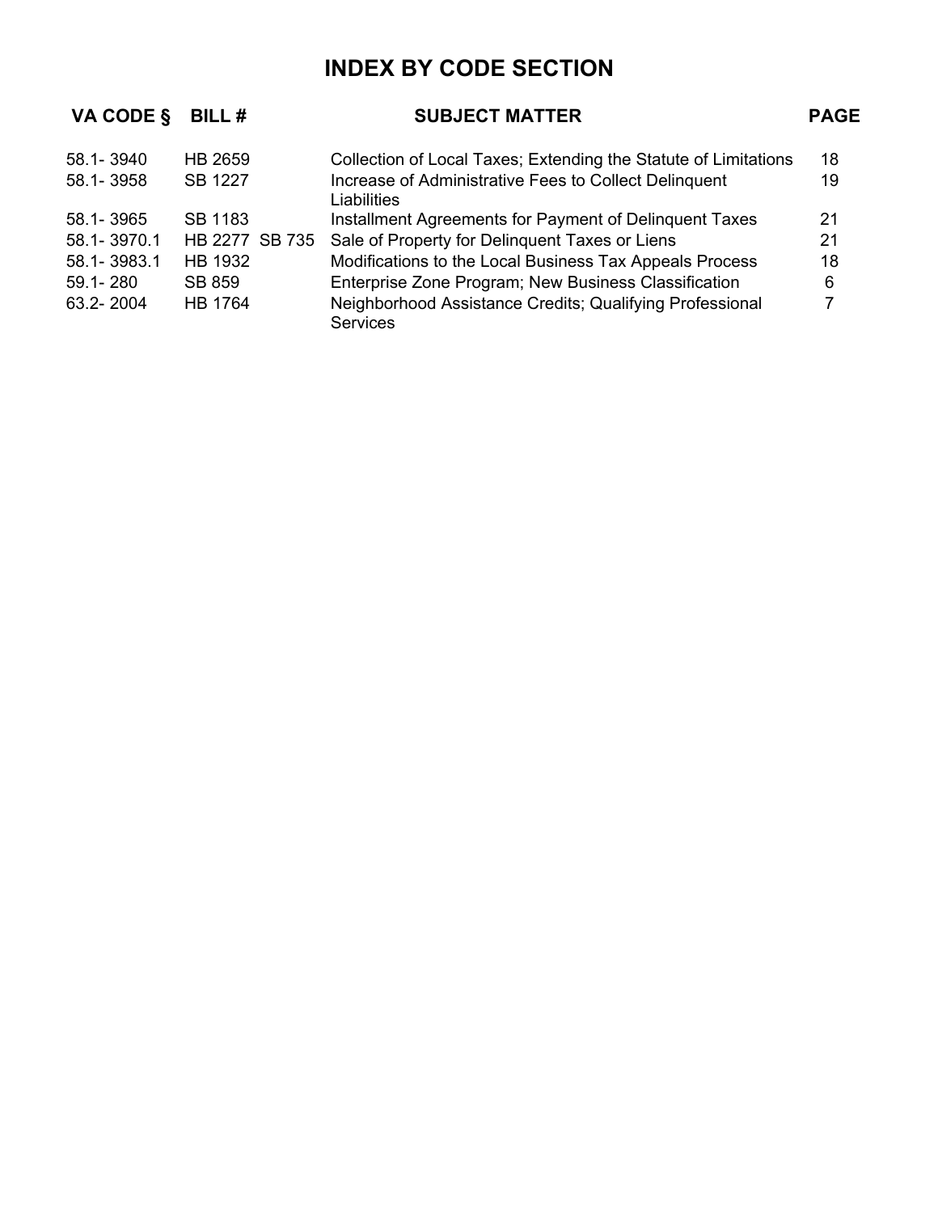# INDEX BY CODE SECTION

| VA CODE § | BILL # | SUBJECT MATTER | PAGE |
|---|---|---|---|
| 58.1- 3940 | HB 2659 | Collection of Local Taxes; Extending the Statute of Limitations | 18 |
| 58.1- 3958 | SB 1227 | Increase of Administrative Fees to Collect Delinquent Liabilities | 19 |
| 58.1- 3965 | SB 1183 | Installment Agreements for Payment of Delinquent Taxes | 21 |
| 58.1- 3970.1 | HB 2277 SB 735 | Sale of Property for Delinquent Taxes or Liens | 21 |
| 58.1- 3983.1 | HB 1932 | Modifications to the Local Business Tax Appeals Process | 18 |
| 59.1- 280 | SB 859 | Enterprise Zone Program; New Business Classification | 6 |
| 63.2- 2004 | HB 1764 | Neighborhood Assistance Credits; Qualifying Professional Services | 7 |